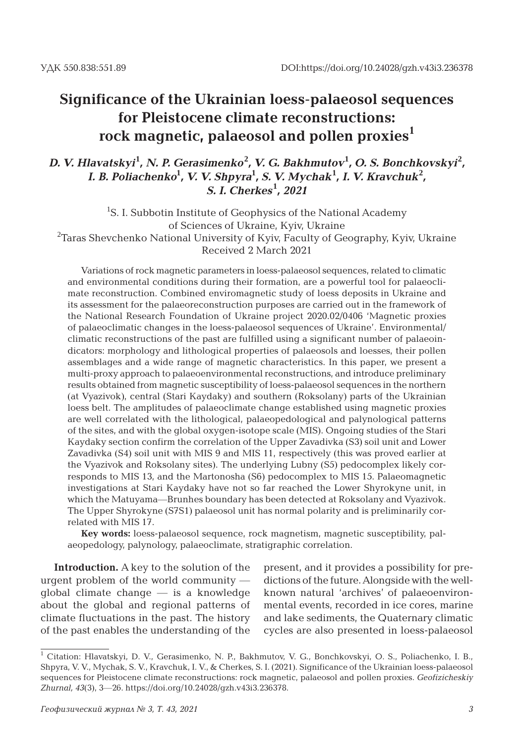УДК 550.838:551.89 DOI:https://doi.org/10.24028/gzh.v43i3.236378

# Significance of the Ukrainian loess-palaeosol sequences for Pleistocene climate reconstructions: rock magnetic, palaeosol and pollen proxies[1]

***D. V. Hlavatskyi[1], N. P. Gerasimenko[2], V. G. Bakhmutov[1], O. S. Bonchkovskyi[2], I. B. Poliachenko[1], V. V. Shpyra[1], S. V. Mychak[1], I. V. Kravchuk[2], S. I. Cherkes[1], 2021***

[1]S. I. Subbotin Institute of Geophysics of the National Academy of Sciences of Ukraine, Kyiv, Ukraine
[2]Taras Shevchenko National University of Kyiv, Faculty of Geography, Kyiv, Ukraine
Received 2 March 2021

Variations of rock magnetic parameters in loess-palaeosol sequences, related to climatic and environmental conditions during their formation, are a powerful tool for palaeoclimate reconstruction. Combined enviromagnetic study of loess deposits in Ukraine and its assessment for the palaeoreconstruction purposes are carried out in the framework of the National Research Foundation of Ukraine project 2020.02/0406 'Magnetic proxies of palaeoclimatic changes in the loess-palaeosol sequences of Ukraine'. Environmental/climatic reconstructions of the past are fulfilled using a significant number of palaeoindicators: morphology and lithological properties of palaeosols and loesses, their pollen assemblages and a wide range of magnetic characteristics. In this paper, we present a multi-proxy approach to palaeoenvironmental reconstructions, and introduce preliminary results obtained from magnetic susceptibility of loess-palaeosol sequences in the northern (at Vyazivok), central (Stari Kaydaky) and southern (Roksolany) parts of the Ukrainian loess belt. The amplitudes of palaeoclimate change established using magnetic proxies are well correlated with the lithological, palaeopedological and palynological patterns of the sites, and with the global oxygen-isotope scale (MIS). Ongoing studies of the Stari Kaydaky section confirm the correlation of the Upper Zavadivka (S3) soil unit and Lower Zavadivka (S4) soil unit with MIS 9 and MIS 11, respectively (this was proved earlier at the Vyazivok and Roksolany sites). The underlying Lubny (S5) pedocomplex likely corresponds to MIS 13, and the Martonosha (S6) pedocomplex to MIS 15. Palaeomagnetic investigations at Stari Kaydaky have not so far reached the Lower Shyrokyne unit, in which the Matuyama—Brunhes boundary has been detected at Roksolany and Vyazivok. The Upper Shyrokyne (S7S1) palaeosol unit has normal polarity and is preliminarily correlated with MIS 17.

**Key words:** loess-palaeosol sequence, rock magnetism, magnetic susceptibility, palaeopedology, palynology, palaeoclimate, stratigraphic correlation.

**Introduction.** A key to the solution of the urgent problem of the world community — global climate change — is a knowledge about the global and regional patterns of climate fluctuations in the past. The history of the past enables the understanding of the present, and it provides a possibility for predictions of the future. Alongside with the well-known natural 'archives' of palaeoenvironmental events, recorded in ice cores, marine and lake sediments, the Quaternary climatic cycles are also presented in loess-palaeosol

[1] Citation: Hlavatskyi, D. V., Gerasimenko, N. P., Bakhmutov, V. G., Bonchkovskyi, O. S., Poliachenko, I. B., Shpyra, V. V., Mychak, S. V., Kravchuk, I. V., & Cherkes, S. I. (2021). Significance of the Ukrainian loess-palaeosol sequences for Pleistocene climate reconstructions: rock magnetic, palaeosol and pollen proxies. *Geofizicheskiy Zhurnal, 43*(3), 3—26. https://doi.org/10.24028/gzh.v43i3.236378.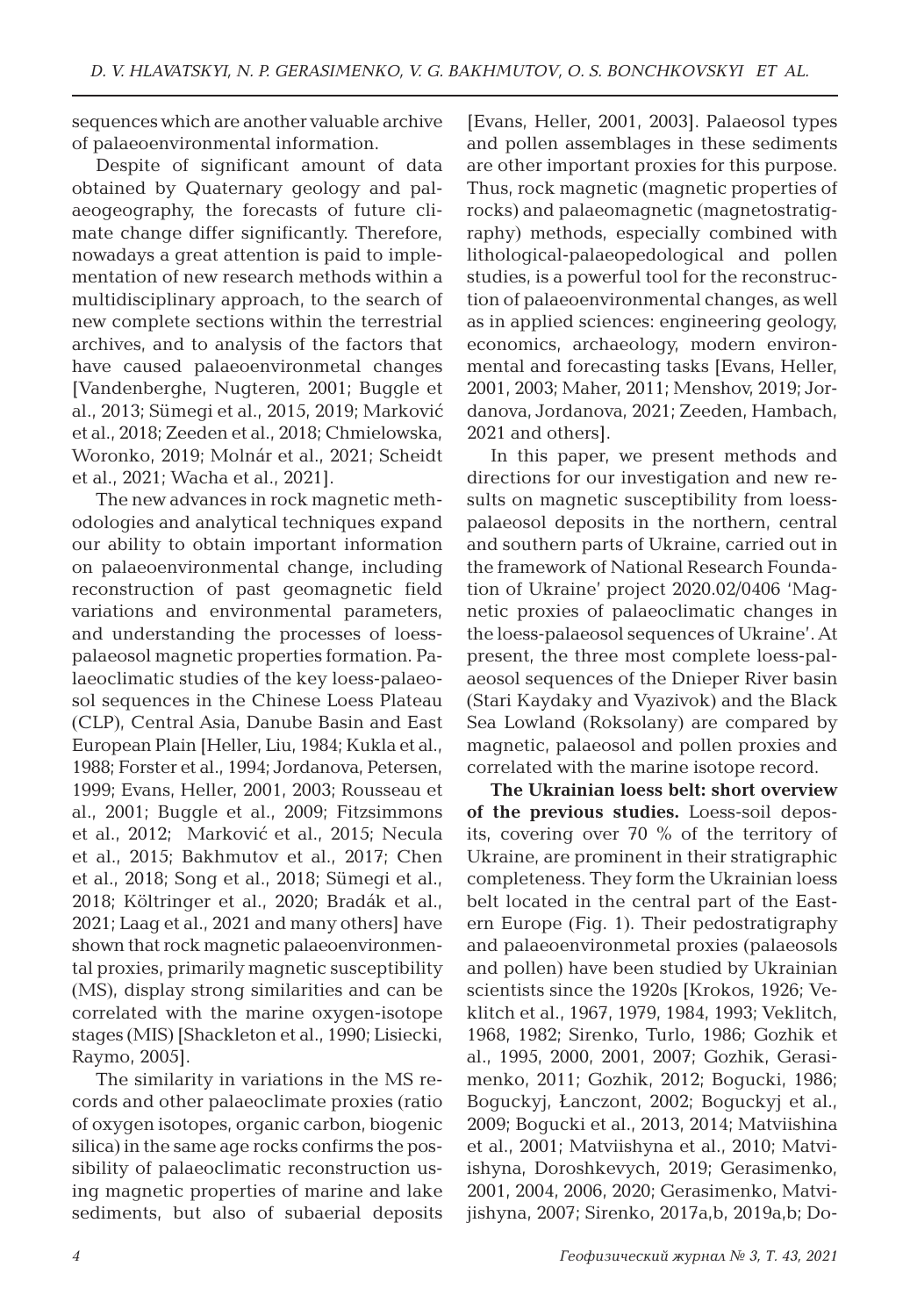sequences which are another valuable archive of palaeoenvironmental information.

Despite of significant amount of data obtained by Quaternary geology and palaeogeography, the forecasts of future climate change differ significantly. Therefore, nowadays a great attention is paid to implementation of new research methods within a multidisciplinary approach, to the search of new complete sections within the terrestrial archives, and to analysis of the factors that have caused palaeoenvironmetal changes [Vandenberghe, Nugteren, 2001; Buggle et al., 2013; Sümegi et al., 2015, 2019; Marković et al., 2018; Zeeden et al., 2018; Chmielowska, Woronko, 2019; Molnár et al., 2021; Scheidt et al., 2021; Wacha et al., 2021].

The new advances in rock magnetic methodologies and analytical techniques expand our ability to obtain important information on palaeoenvironmental change, including reconstruction of past geomagnetic field variations and environmental parameters, and understanding the processes of loess-palaeosol magnetic properties formation. Palaeoclimatic studies of the key loess-palaeosol sequences in the Chinese Loess Plateau (CLP), Central Asia, Danube Basin and East European Plain [Heller, Liu, 1984; Kukla et al., 1988; Forster et al., 1994; Jordanova, Petersen, 1999; Evans, Heller, 2001, 2003; Rousseau et al., 2001; Buggle et al., 2009; Fitzsimmons et al., 2012; Marković et al., 2015; Necula et al., 2015; Bakhmutov et al., 2017; Chen et al., 2018; Song et al., 2018; Sümegi et al., 2018; Költringer et al., 2020; Bradák et al., 2021; Laag et al., 2021 and many others] have shown that rock magnetic palaeoenvironmental proxies, primarily magnetic susceptibility (MS), display strong similarities and can be correlated with the marine oxygen-isotope stages (MIS) [Shackleton et al., 1990; Lisiecki, Raymo, 2005].

The similarity in variations in the MS records and other palaeoclimate proxies (ratio of oxygen isotopes, organic carbon, biogenic silica) in the same age rocks confirms the possibility of palaeoclimatic reconstruction using magnetic properties of marine and lake sediments, but also of subaerial deposits [Evans, Heller, 2001, 2003]. Palaeosol types and pollen assemblages in these sediments are other important proxies for this purpose. Thus, rock magnetic (magnetic properties of rocks) and palaeomagnetic (magnetostratigraphy) methods, especially combined with lithological-palaeopedological and pollen studies, is a powerful tool for the reconstruction of palaeoenvironmental changes, as well as in applied sciences: engineering geology, economics, archaeology, modern environmental and forecasting tasks [Evans, Heller, 2001, 2003; Maher, 2011; Menshov, 2019; Jordanova, Jordanova, 2021; Zeeden, Hambach, 2021 and others].

In this paper, we present methods and directions for our investigation and new results on magnetic susceptibility from loess-palaeosol deposits in the northern, central and southern parts of Ukraine, carried out in the framework of National Research Foundation of Ukraine' project 2020.02/0406 'Magnetic proxies of palaeoclimatic changes in the loess-palaeosol sequences of Ukraine'. At present, the three most complete loess-palaeosol sequences of the Dnieper River basin (Stari Kaydaky and Vyazivok) and the Black Sea Lowland (Roksolany) are compared by magnetic, palaeosol and pollen proxies and correlated with the marine isotope record.

**The Ukrainian loess belt: short overview of the previous studies.** Loess-soil deposits, covering over 70 % of the territory of Ukraine, are prominent in their stratigraphic completeness. They form the Ukrainian loess belt located in the central part of the Eastern Europe (Fig. 1). Their pedostratigraphy and palaeoenvironmetal proxies (palaeosols and pollen) have been studied by Ukrainian scientists since the 1920s [Krokos, 1926; Veklitch et al., 1967, 1979, 1984, 1993; Veklitch, 1968, 1982; Sirenko, Turlo, 1986; Gozhik et al., 1995, 2000, 2001, 2007; Gozhik, Gerasimenko, 2011; Gozhik, 2012; Bogucki, 1986; Boguckyj, Łanczont, 2002; Boguckyj et al., 2009; Bogucki et al., 2013, 2014; Matviishina et al., 2001; Matviishyna et al., 2010; Matviishyna, Doroshkevych, 2019; Gerasimenko, 2001, 2004, 2006, 2020; Gerasimenko, Matvijishyna, 2007; Sirenko, 2017a,b, 2019a,b; Do-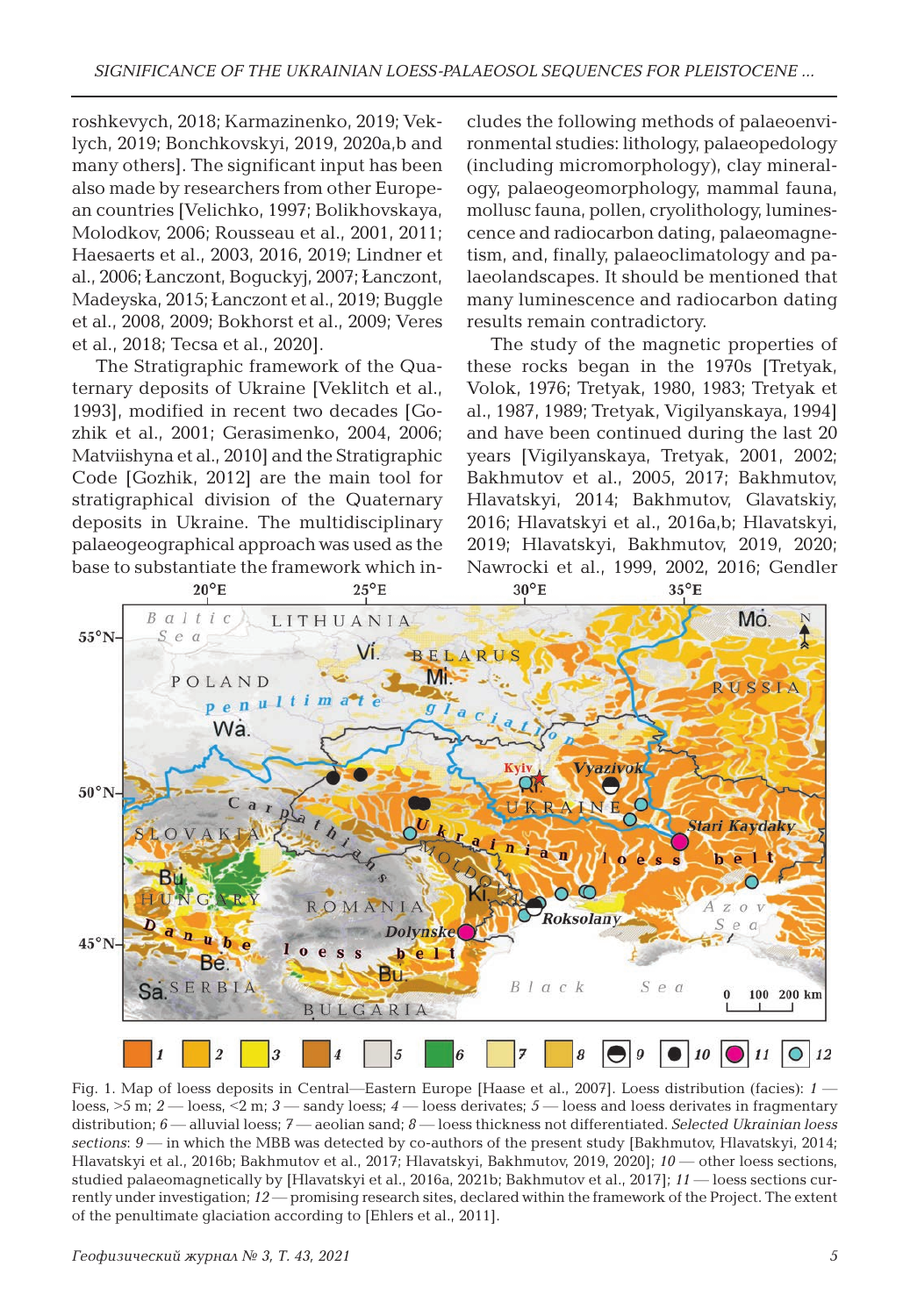roshkevych, 2018; Karmazinenko, 2019; Veklych, 2019; Bonchkovskyi, 2019, 2020a,b and many others]. The significant input has been also made by researchers from other European countries [Velichko, 1997; Bolikhovskaya, Molodkov, 2006; Rousseau et al., 2001, 2011; Haesaerts et al., 2003, 2016, 2019; Lindner et al., 2006; Łanczont, Boguckyj, 2007; Łanczont, Madeyska, 2015; Łanczont et al., 2019; Buggle et al., 2008, 2009; Bokhorst et al., 2009; Veres et al., 2018; Tecsa et al., 2020].

The Stratigraphic framework of the Quaternary deposits of Ukraine [Veklitch et al., 1993], modified in recent two decades [Gozhik et al., 2001; Gerasimenko, 2004, 2006; Matviishyna et al., 2010] and the Stratigraphic Code [Gozhik, 2012] are the main tool for stratigraphical division of the Quaternary deposits in Ukraine. The multidisciplinary palaeogeographical approach was used as the base to substantiate the framework which includes the following methods of palaeoenvironmental studies: lithology, palaeopedology (including micromorphology), clay mineralogy, palaeogeomorphology, mammal fauna, mollusc fauna, pollen, cryolithology, luminescence and radiocarbon dating, palaeomagnetism, and, finally, palaeoclimatology and palaeolandscapes. It should be mentioned that many luminescence and radiocarbon dating results remain contradictory.

The study of the magnetic properties of these rocks began in the 1970s [Tretyak, Volok, 1976; Tretyak, 1980, 1983; Tretyak et al., 1987, 1989; Tretyak, Vigilyanskaya, 1994] and have been continued during the last 20 years [Vigilyanskaya, Tretyak, 2001, 2002; Bakhmutov et al., 2005, 2017; Bakhmutov, Hlavatskyi, 2014; Bakhmutov, Glavatskiy, 2016; Hlavatskyi et al., 2016a,b; Hlavatskyi, 2019; Hlavatskyi, Bakhmutov, 2019, 2020; Nawrocki et al., 1999, 2002, 2016; Gendler

Fig. 1. Map of loess deposits in Central—Eastern Europe [Haase et al., 2007]. Loess distribution (facies): *1* — loess, >5 m; *2* — loess, <2 m; *3* — sandy loess; *4* — loess derivates; *5* — loess and loess derivates in fragmentary distribution; *6* — alluvial loess; *7* — aeolian sand; *8* — loess thickness not differentiated. *Selected Ukrainian loess sections*: *9* — in which the MBB was detected by co-authors of the present study [Bakhmutov, Hlavatskyi, 2014; Hlavatskyi et al., 2016b; Bakhmutov et al., 2017; Hlavatskyi, Bakhmutov, 2019, 2020]; *10* — other loess sections, studied palaeomagnetically by [Hlavatskyi et al., 2016a, 2021b; Bakhmutov et al., 2017]; *11* — loess sections currently under investigation; *12* — promising research sites, declared within the framework of the Project. The extent of the penultimate glaciation according to [Ehlers et al., 2011].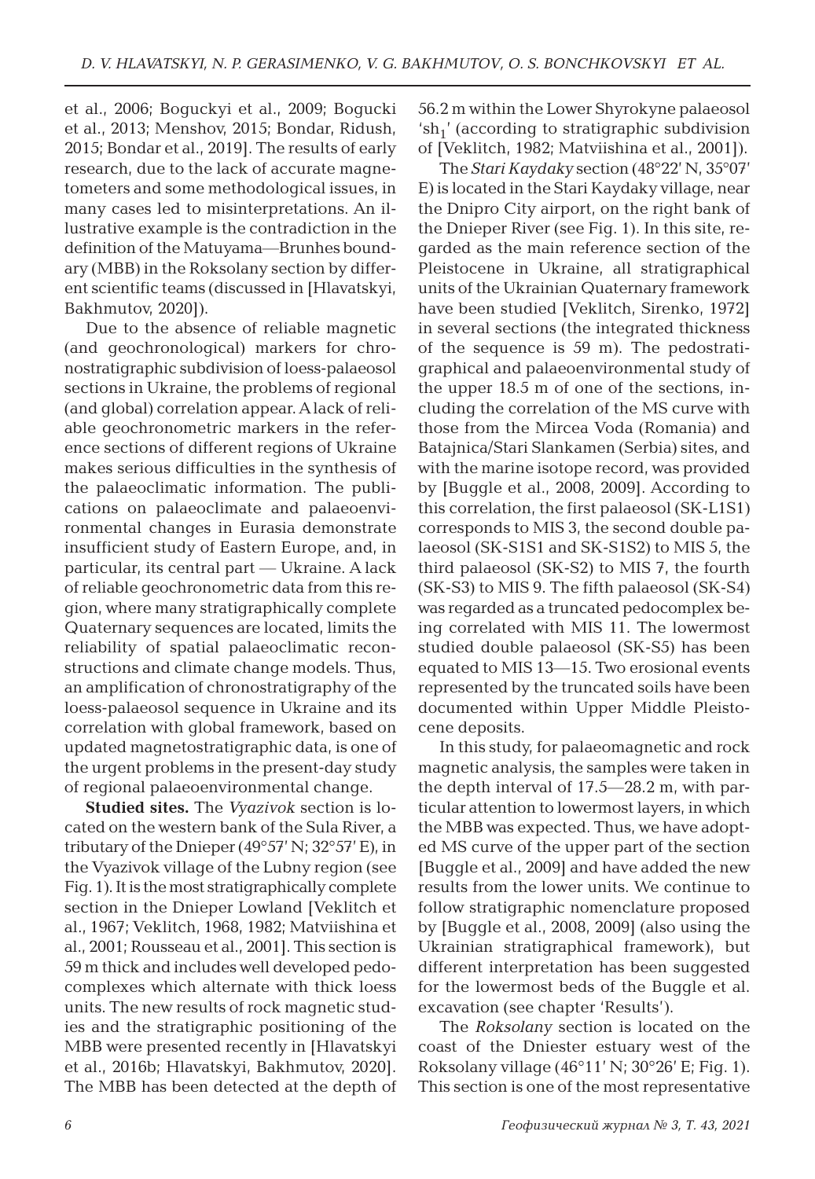et al., 2006; Boguckyi et al., 2009; Bogucki et al., 2013; Menshov, 2015; Bondar, Ridush, 2015; Bondar et al., 2019]. The results of early research, due to the lack of accurate magnetometers and some methodological issues, in many cases led to misinterpretations. An illustrative example is the contradiction in the definition of the Matuyama—Brunhes boundary (MBB) in the Roksolany section by different scientific teams (discussed in [Hlavatskyi, Bakhmutov, 2020]).

Due to the absence of reliable magnetic (and geochronological) markers for chronostratigraphic subdivision of loess-palaeosol sections in Ukraine, the problems of regional (and global) correlation appear. A lack of reliable geochronometric markers in the reference sections of different regions of Ukraine makes serious difficulties in the synthesis of the palaeoclimatic information. The publications on palaeoclimate and palaeoenvironmental changes in Eurasia demonstrate insufficient study of Eastern Europe, and, in particular, its central part — Ukraine. A lack of reliable geochronometric data from this region, where many stratigraphically complete Quaternary sequences are located, limits the reliability of spatial palaeoclimatic reconstructions and climate change models. Thus, an amplification of chronostratigraphy of the loess-palaeosol sequence in Ukraine and its correlation with global framework, based on updated magnetostratigraphic data, is one of the urgent problems in the present-day study of regional palaeoenvironmental change.

**Studied sites.** The *Vyazivok* section is located on the western bank of the Sula River, a tributary of the Dnieper (49°57′ N; 32°57′ E), in the Vyazivok village of the Lubny region (see Fig. 1). It is the most stratigraphically complete section in the Dnieper Lowland [Veklitch et al., 1967; Veklitch, 1968, 1982; Matviishina et al., 2001; Rousseau et al., 2001]. This section is 59 m thick and includes well developed pedocomplexes which alternate with thick loess units. The new results of rock magnetic studies and the stratigraphic positioning of the MBB were presented recently in [Hlavatskyi et al., 2016b; Hlavatskyi, Bakhmutov, 2020]. The MBB has been detected at the depth of 56.2 m within the Lower Shyrokyne palaeosol '$sh_1$' (according to stratigraphic subdivision of [Veklitch, 1982; Matviishina et al., 2001]).

The *Stari Kaydaky* section (48°22′ N, 35°07′ E) is located in the Stari Kaydaky village, near the Dnipro City airport, on the right bank of the Dnieper River (see Fig. 1). In this site, regarded as the main reference section of the Pleistocene in Ukraine, all stratigraphical units of the Ukrainian Quaternary framework have been studied [Veklitch, Sirenko, 1972] in several sections (the integrated thickness of the sequence is 59 m). The pedostratigraphical and palaeoenvironmental study of the upper 18.5 m of one of the sections, including the correlation of the MS curve with those from the Mircea Voda (Romania) and Batajnica/Stari Slankamen (Serbia) sites, and with the marine isotope record, was provided by [Buggle et al., 2008, 2009]. According to this correlation, the first palaeosol (SK-L1S1) corresponds to MIS 3, the second double palaeosol (SK-S1S1 and SK-S1S2) to MIS 5, the third palaeosol (SK-S2) to MIS 7, the fourth (SK-S3) to MIS 9. The fifth palaeosol (SK-S4) was regarded as a truncated pedocomplex being correlated with MIS 11. The lowermost studied double palaeosol (SK-S5) has been equated to MIS 13—15. Two erosional events represented by the truncated soils have been documented within Upper Middle Pleistocene deposits.

In this study, for palaeomagnetic and rock magnetic analysis, the samples were taken in the depth interval of 17.5—28.2 m, with particular attention to lowermost layers, in which the MBB was expected. Thus, we have adopted MS curve of the upper part of the section [Buggle et al., 2009] and have added the new results from the lower units. We continue to follow stratigraphic nomenclature proposed by [Buggle et al., 2008, 2009] (also using the Ukrainian stratigraphical framework), but different interpretation has been suggested for the lowermost beds of the Buggle et al. excavation (see chapter 'Results').

The *Roksolany* section is located on the coast of the Dniester estuary west of the Roksolany village (46°11′ N; 30°26′ E; Fig. 1). This section is one of the most representative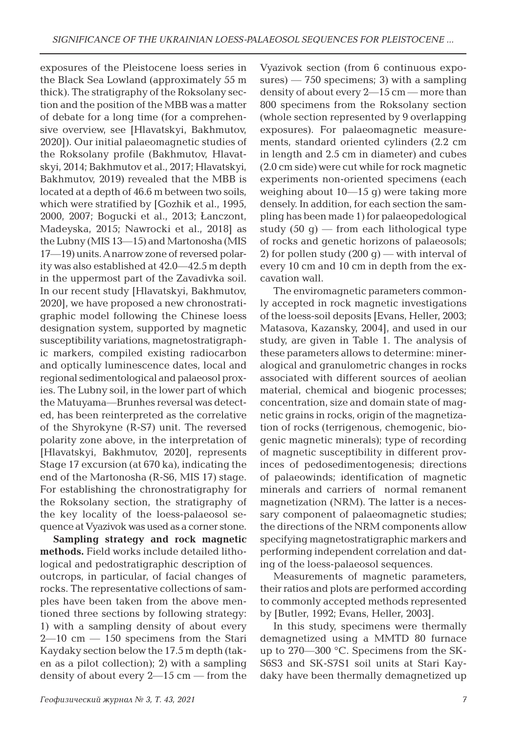exposures of the Pleistocene loess series in the Black Sea Lowland (approximately 55 m thick). The stratigraphy of the Roksolany section and the position of the MBB was a matter of debate for a long time (for a comprehensive overview, see [Hlavatskyi, Bakhmutov, 2020]). Our initial palaeomagnetic studies of the Roksolany profile (Bakhmutov, Hlavatskyi, 2014; Bakhmutov et al., 2017; Hlavatskyi, Bakhmutov, 2019) revealed that the MBB is located at a depth of 46.6 m between two soils, which were stratified by [Gozhik et al., 1995, 2000, 2007; Bogucki et al., 2013; Łanczont, Madeyska, 2015; Nawrocki et al., 2018] as the Lubny (MIS 13—15) and Martonosha (MIS 17—19) units. A narrow zone of reversed polarity was also established at 42.0—42.5 m depth in the uppermost part of the Zavadivka soil. In our recent study [Hlavatskyi, Bakhmutov, 2020], we have proposed a new chronostratigraphic model following the Chinese loess designation system, supported by magnetic susceptibility variations, magnetostratigraphic markers, compiled existing radiocarbon and optically luminescence dates, local and regional sedimentological and palaeosol proxies. The Lubny soil, in the lower part of which the Matuyama—Brunhes reversal was detected, has been reinterpreted as the correlative of the Shyrokyne (R-S7) unit. The reversed polarity zone above, in the interpretation of [Hlavatskyi, Bakhmutov, 2020], represents Stage 17 excursion (at 670 ka), indicating the end of the Martonosha (R-S6, MIS 17) stage. For establishing the chronostratigraphy for the Roksolany section, the stratigraphy of the key locality of the loess-palaeosol sequence at Vyazivok was used as a corner stone.

**Sampling strategy and rock magnetic methods.** Field works include detailed lithological and pedostratigraphic description of outcrops, in particular, of facial changes of rocks. The representative collections of samples have been taken from the above mentioned three sections by following strategy: 1) with a sampling density of about every 2—10 cm — 150 specimens from the Stari Kaydaky section below the 17.5 m depth (taken as a pilot collection); 2) with a sampling density of about every 2—15 cm — from the Vyazivok section (from 6 continuous exposures) — 750 specimens; 3) with a sampling density of about every 2—15 cm — more than 800 specimens from the Roksolany section (whole section represented by 9 overlapping exposures). For palaeomagnetic measurements, standard oriented cylinders (2.2 cm in length and 2.5 cm in diameter) and cubes (2.0 cm side) were cut while for rock magnetic experiments non-oriented specimens (each weighing about 10—15 g) were taking more densely. In addition, for each section the sampling has been made 1) for palaeopedological study (50 g) — from each lithological type of rocks and genetic horizons of palaeosols; 2) for pollen study (200 g) — with interval of every 10 cm and 10 cm in depth from the excavation wall.

The enviromagnetic parameters commonly accepted in rock magnetic investigations of the loess-soil deposits [Evans, Heller, 2003; Matasova, Kazansky, 2004], and used in our study, are given in Table 1. The analysis of these parameters allows to determine: mineralogical and granulometric changes in rocks associated with different sources of aeolian material, chemical and biogenic processes; concentration, size and domain state of magnetic grains in rocks, origin of the magnetization of rocks (terrigenous, chemogenic, biogenic magnetic minerals); type of recording of magnetic susceptibility in different provinces of pedosedimentogenesis; directions of palaeowinds; identification of magnetic minerals and carriers of normal remanent magnetization (NRM). The latter is a necessary component of palaeomagnetic studies; the directions of the NRM components allow specifying magnetostratigraphic markers and performing independent correlation and dating of the loess-palaeosol sequences.

Measurements of magnetic parameters, their ratios and plots are performed according to commonly accepted methods represented by [Butler, 1992; Evans, Heller, 2003].

In this study, specimens were thermally demagnetized using a MMTD 80 furnace up to 270—300 °C. Specimens from the SK-S6S3 and SK-S7S1 soil units at Stari Kaydaky have been thermally demagnetized up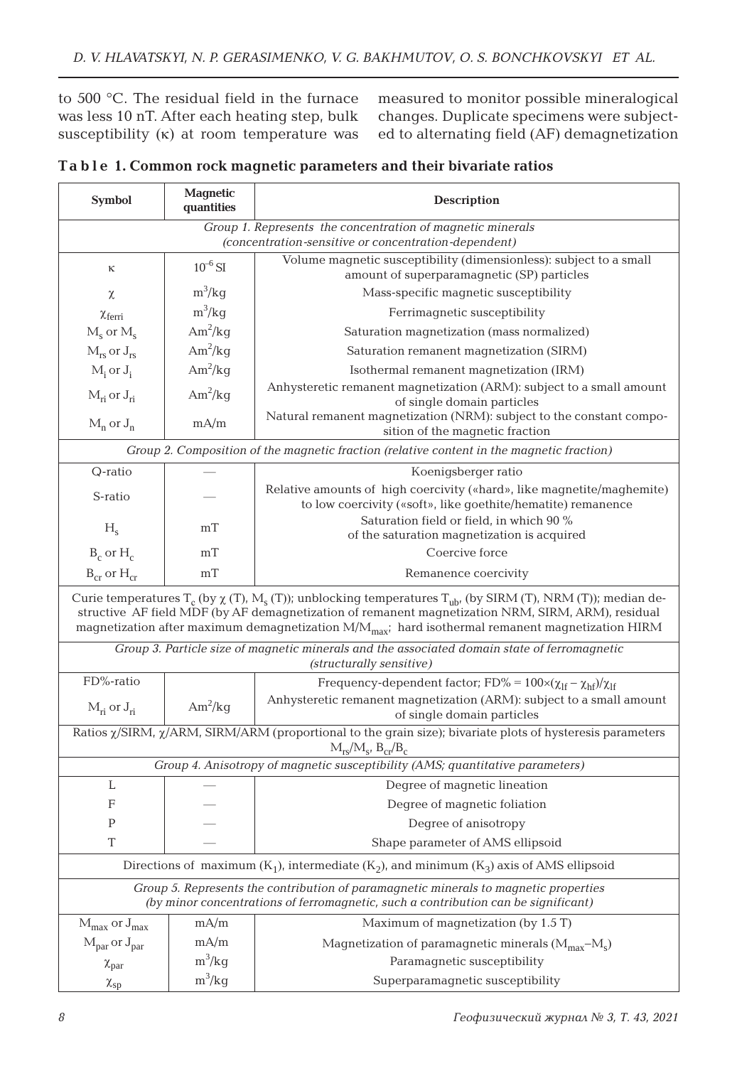to 500 °C. The residual field in the furnace was less 10 nT. After each heating step, bulk susceptibility (κ) at room temperature was measured to monitor possible mineralogical changes. Duplicate specimens were subjected to alternating field (AF) demagnetization

**Table 1. Common rock magnetic parameters and their bivariate ratios**

| Symbol | Magnetic quantities | Description |
|---|---|---|
| *Group 1. Represents the concentration of magnetic minerals (concentration-sensitive or concentration-dependent)* | | |
| $\kappa$ | $10^{-6}$ SI | Volume magnetic susceptibility (dimensionless): subject to a small amount of superparamagnetic (SP) particles |
| $\chi$ | $m^3/kg$ | Mass-specific magnetic susceptibility |
| $\chi_{ferri}$ | $m^3/kg$ | Ferrimagnetic susceptibility |
| $M_s$ or $M_s$ | $Am^2/kg$ | Saturation magnetization (mass normalized) |
| $M_{rs}$ or $J_{rs}$ | $Am^2/kg$ | Saturation remanent magnetization (SIRM) |
| $M_i$ or $J_i$ | $Am^2/kg$ | Isothermal remanent magnetization (IRM) |
| $M_{ri}$ or $J_{ri}$ | $Am^2/kg$ | Anhysteretic remanent magnetization (ARM): subject to a small amount of single domain particles |
| $M_n$ or $J_n$ | mA/m | Natural remanent magnetization (NRM): subject to the constant composition of the magnetic fraction |
| *Group 2. Composition of the magnetic fraction (relative content in the magnetic fraction)* | | |
| Q-ratio | — | Koenigsberger ratio |
| S-ratio | — | Relative amounts of high coercivity («hard», like magnetite/maghemite) to low coercivity («soft», like goethite/hematite) remanence |
| $H_s$ | mT | Saturation field or field, in which 90 % of the saturation magnetization is acquired |
| $B_c$ or $H_c$ | mT | Coercive force |
| $B_{cr}$ or $H_{cr}$ | mT | Remanence coercivity |
| Curie temperatures $T_c$ (by $\chi$ (T), $M_s$ (T)); unblocking temperatures $T_{ub}$, (by SIRM (T), NRM (T)); median destructive AF field MDF (by AF demagnetization of remanent magnetization NRM, SIRM, ARM), residual magnetization after maximum demagnetization $M/M_{max}$; hard isothermal remanent magnetization HIRM | | |
| *Group 3. Particle size of magnetic minerals and the associated domain state of ferromagnetic (structurally sensitive)* | | |
| FD%-ratio | | Frequency-dependent factor; $FD\% = 100\times(\chi_{lf} - \chi_{hf})/\chi_{lf}$ |
| $M_{ri}$ or $J_{ri}$ | $Am^2/kg$ | Anhysteretic remanent magnetization (ARM): subject to a small amount of single domain particles |
| Ratios $\chi$/SIRM, $\chi$/ARM, SIRM/ARM (proportional to the grain size); bivariate plots of hysteresis parameters $M_{rs}/M_s$, $B_{cr}/B_c$ | | |
| *Group 4. Anisotropy of magnetic susceptibility (AMS; quantitative parameters)* | | |
| L | — | Degree of magnetic lineation |
| F | — | Degree of magnetic foliation |
| P | — | Degree of anisotropy |
| T | — | Shape parameter of AMS ellipsoid |
| Directions of maximum ($K_1$), intermediate ($K_2$), and minimum ($K_3$) axis of AMS ellipsoid | | |
| *Group 5. Represents the contribution of paramagnetic minerals to magnetic properties (by minor concentrations of ferromagnetic, such a contribution can be significant)* | | |
| $M_{max}$ or $J_{max}$ | mA/m | Maximum of magnetization (by 1.5 T) |
| $M_{par}$ or $J_{par}$ | mA/m | Magnetization of paramagnetic minerals ($M_{max}-M_s$) |
| $\chi_{par}$ | $m^3/kg$ | Paramagnetic susceptibility |
| $\chi_{sp}$ | $m^3/kg$ | Superparamagnetic susceptibility |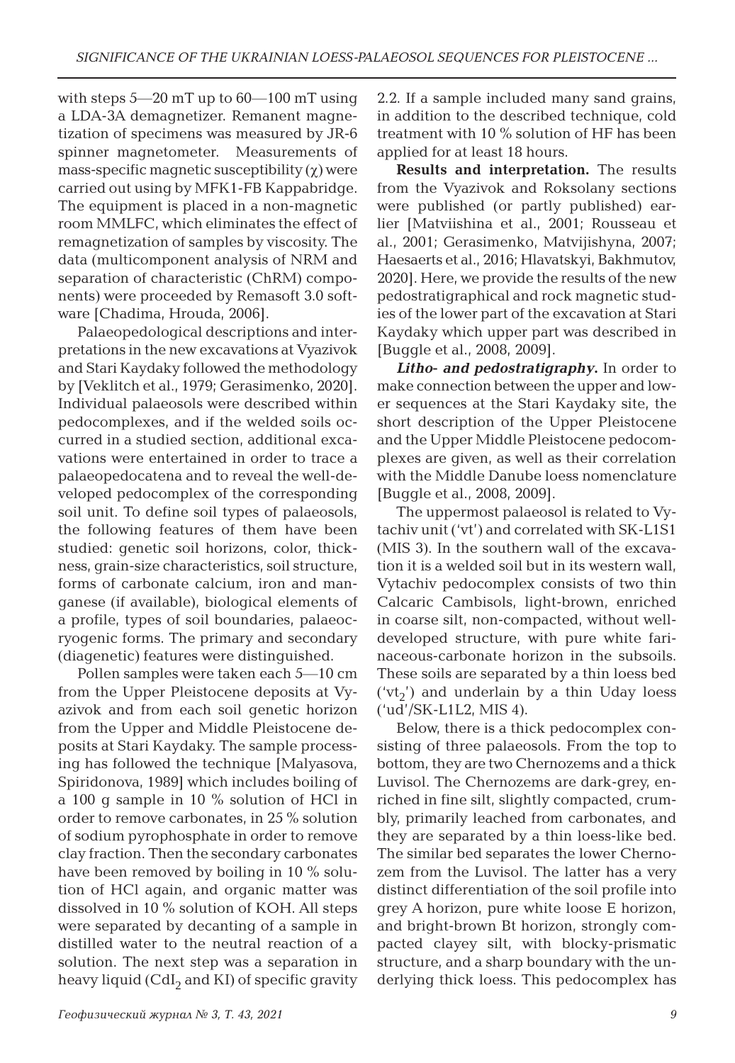with steps 5—20 mT up to 60—100 mT using a LDA-3A demagnetizer. Remanent magnetization of specimens was measured by JR-6 spinner magnetometer. Measurements of mass-specific magnetic susceptibility ($\chi$) were carried out using by MFK1-FB Kappabridge. The equipment is placed in a non-magnetic room MMLFC, which eliminates the effect of remagnetization of samples by viscosity. The data (multicomponent analysis of NRM and separation of characteristic (ChRM) components) were proceeded by Remasoft 3.0 software [Chadima, Hrouda, 2006].

Palaeopedological descriptions and interpretations in the new excavations at Vyazivok and Stari Kaydaky followed the methodology by [Veklitch et al., 1979; Gerasimenko, 2020]. Individual palaeosols were described within pedocomplexes, and if the welded soils occurred in a studied section, additional excavations were entertained in order to trace a palaeopedocatena and to reveal the well-developed pedocomplex of the corresponding soil unit. To define soil types of palaeosols, the following features of them have been studied: genetic soil horizons, color, thickness, grain-size characteristics, soil structure, forms of carbonate calcium, iron and manganese (if available), biological elements of a profile, types of soil boundaries, palaeocryogenic forms. The primary and secondary (diagenetic) features were distinguished.

Pollen samples were taken each 5—10 cm from the Upper Pleistocene deposits at Vyazivok and from each soil genetic horizon from the Upper and Middle Pleistocene deposits at Stari Kaydaky. The sample processing has followed the technique [Malyasova, Spiridonova, 1989] which includes boiling of a 100 g sample in 10 % solution of HCl in order to remove carbonates, in 25 % solution of sodium pyrophosphate in order to remove clay fraction. Then the secondary carbonates have been removed by boiling in 10 % solution of HCl again, and organic matter was dissolved in 10 % solution of KOH. All steps were separated by decanting of a sample in distilled water to the neutral reaction of a solution. The next step was a separation in heavy liquid ($CdI_2$ and KI) of specific gravity 2.2. If a sample included many sand grains, in addition to the described technique, cold treatment with 10 % solution of HF has been applied for at least 18 hours.

**Results and interpretation.** The results from the Vyazivok and Roksolany sections were published (or partly published) earlier [Matviishina et al., 2001; Rousseau et al., 2001; Gerasimenko, Matvijishyna, 2007; Haesaerts et al., 2016; Hlavatskyi, Bakhmutov, 2020]. Here, we provide the results of the new pedostratigraphical and rock magnetic studies of the lower part of the excavation at Stari Kaydaky which upper part was described in [Buggle et al., 2008, 2009].

***Litho- and pedostratigraphy.*** In order to make connection between the upper and lower sequences at the Stari Kaydaky site, the short description of the Upper Pleistocene and the Upper Middle Pleistocene pedocomplexes are given, as well as their correlation with the Middle Danube loess nomenclature [Buggle et al., 2008, 2009].

The uppermost palaeosol is related to Vytachiv unit ('vt') and correlated with SK-L1S1 (MIS 3). In the southern wall of the excavation it is a welded soil but in its western wall, Vytachiv pedocomplex consists of two thin Calcaric Cambisols, light-brown, enriched in coarse silt, non-compacted, without well-developed structure, with pure white farinaceous-carbonate horizon in the subsoils. These soils are separated by a thin loess bed ('$vt_2$') and underlain by a thin Uday loess ('ud'/SK-L1L2, MIS 4).

Below, there is a thick pedocomplex consisting of three palaeosols. From the top to bottom, they are two Chernozems and a thick Luvisol. The Chernozems are dark-grey, enriched in fine silt, slightly compacted, crumbly, primarily leached from carbonates, and they are separated by a thin loess-like bed. The similar bed separates the lower Chernozem from the Luvisol. The latter has a very distinct differentiation of the soil profile into grey A horizon, pure white loose E horizon, and bright-brown Bt horizon, strongly compacted clayey silt, with blocky-prismatic structure, and a sharp boundary with the underlying thick loess. This pedocomplex has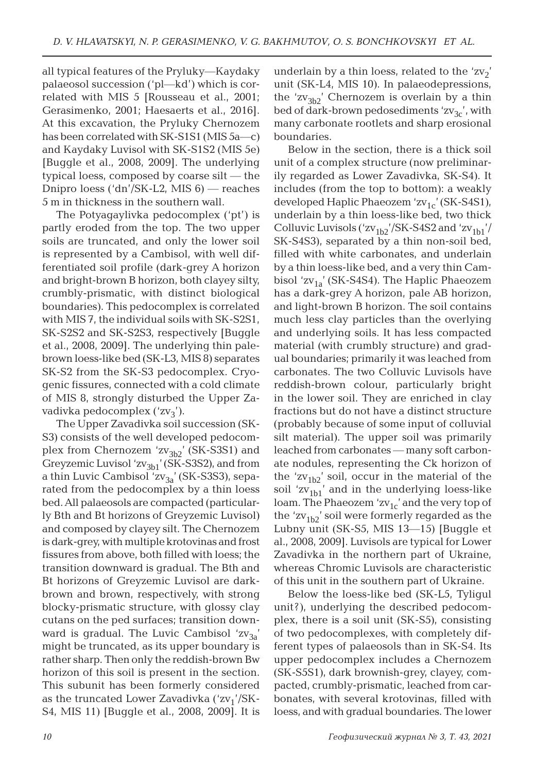all typical features of the Pryluky—Kaydaky palaeosol succession ('pl—kd') which is correlated with MIS 5 [Rousseau et al., 2001; Gerasimenko, 2001; Haesaerts et al., 2016]. At this excavation, the Pryluky Chernozem has been correlated with SK-S1S1 (MIS 5a—c) and Kaydaky Luvisol with SK-S1S2 (MIS 5e) [Buggle et al., 2008, 2009]. The underlying typical loess, composed by coarse silt — the Dnipro loess ('dn'/SK-L2, MIS 6) — reaches 5 m in thickness in the southern wall.

The Potyagaylivka pedocomplex ('pt') is partly eroded from the top. The two upper soils are truncated, and only the lower soil is represented by a Cambisol, with well differentiated soil profile (dark-grey A horizon and bright-brown B horizon, both clayey silty, crumbly-prismatic, with distinct biological boundaries). This pedocomplex is correlated with MIS 7, the individual soils with SK-S2S1, SK-S2S2 and SK-S2S3, respectively [Buggle et al., 2008, 2009]. The underlying thin pale-brown loess-like bed (SK-L3, MIS 8) separates SK-S2 from the SK-S3 pedocomplex. Cryogenic fissures, connected with a cold climate of MIS 8, strongly disturbed the Upper Zavadivka pedocomplex ('$zv_3$').

The Upper Zavadivka soil succession (SK-S3) consists of the well developed pedocomplex from Chernozem '$zv_{3b2}$' (SK-S3S1) and Greyzemic Luvisol '$zv_{3b1}$' (SK-S3S2), and from a thin Luvic Cambisol '$zv_{3a}$' (SK-S3S3), separated from the pedocomplex by a thin loess bed. All palaeosols are compacted (particularly Bth and Bt horizons of Greyzemic Luvisol) and composed by clayey silt. The Chernozem is dark-grey, with multiple krotovinas and frost fissures from above, both filled with loess; the transition downward is gradual. The Bth and Bt horizons of Greyzemic Luvisol are dark-brown and brown, respectively, with strong blocky-prismatic structure, with glossy clay cutans on the ped surfaces; transition downward is gradual. The Luvic Cambisol '$zv_{3a}$' might be truncated, as its upper boundary is rather sharp. Then only the reddish-brown Bw horizon of this soil is present in the section. This subunit has been formerly considered as the truncated Lower Zavadivka ('$zv_1$'/SK-S4, MIS 11) [Buggle et al., 2008, 2009]. It is underlain by a thin loess, related to the '$zv_2$' unit (SK-L4, MIS 10). In palaeodepressions, the '$zv_{3b2}$' Chernozem is overlain by a thin bed of dark-brown pedosediments '$zv_{3c}$', with many carbonate rootlets and sharp erosional boundaries.

Below in the section, there is a thick soil unit of a complex structure (now preliminarily regarded as Lower Zavadivka, SK-S4). It includes (from the top to bottom): a weakly developed Haplic Phaeozem '$zv_{1c}$' (SK-S4S1), underlain by a thin loess-like bed, two thick Colluvic Luvisols ('$zv_{1b2}$'/SK-S4S2 and '$zv_{1b1}$'/SK-S4S3), separated by a thin non-soil bed, filled with white carbonates, and underlain by a thin loess-like bed, and a very thin Cambisol '$zv_{1a}$' (SK-S4S4). The Haplic Phaeozem has a dark-grey A horizon, pale AB horizon, and light-brown B horizon. The soil contains much less clay particles than the overlying and underlying soils. It has less compacted material (with crumbly structure) and gradual boundaries; primarily it was leached from carbonates. The two Colluvic Luvisols have reddish-brown colour, particularly bright in the lower soil. They are enriched in clay fractions but do not have a distinct structure (probably because of some input of colluvial silt material). The upper soil was primarily leached from carbonates — many soft carbonate nodules, representing the Ck horizon of the '$zv_{1b2}$' soil, occur in the material of the soil '$zv_{1b1}$' and in the underlying loess-like loam. The Phaeozem '$zv_{1c}$' and the very top of the '$zv_{1b2}$' soil were formerly regarded as the Lubny unit (SK-S5, MIS 13—15) [Buggle et al., 2008, 2009]. Luvisols are typical for Lower Zavadivka in the northern part of Ukraine, whereas Chromic Luvisols are characteristic of this unit in the southern part of Ukraine.

Below the loess-like bed (SK-L5, Tyligul unit?), underlying the described pedocomplex, there is a soil unit (SK-S5), consisting of two pedocomplexes, with completely different types of palaeosols than in SK-S4. Its upper pedocomplex includes a Chernozem (SK-S5S1), dark brownish-grey, clayey, compacted, crumbly-prismatic, leached from carbonates, with several krotovinas, filled with loess, and with gradual boundaries. The lower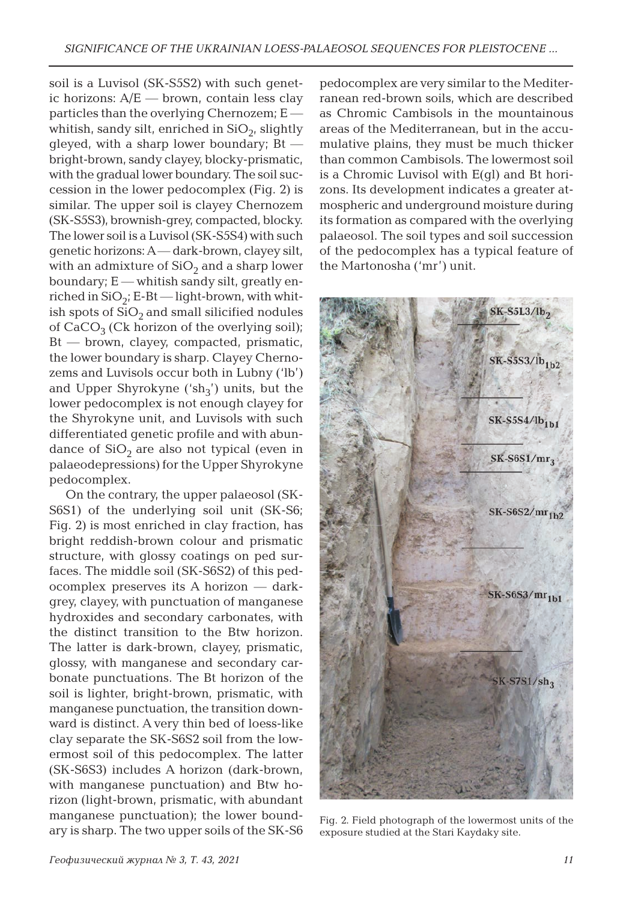soil is a Luvisol (SK-S5S2) with such genetic horizons: A/E — brown, contain less clay particles than the overlying Chernozem; E — whitish, sandy silt, enriched in $SiO_2$, slightly gleyed, with a sharp lower boundary; Bt — bright-brown, sandy clayey, blocky-prismatic, with the gradual lower boundary. The soil succession in the lower pedocomplex (Fig. 2) is similar. The upper soil is clayey Chernozem (SK-S5S3), brownish-grey, compacted, blocky. The lower soil is a Luvisol (SK-S5S4) with such genetic horizons: A — dark-brown, clayey silt, with an admixture of $SiO_2$ and a sharp lower boundary; E — whitish sandy silt, greatly enriched in $SiO_2$; E-Bt — light-brown, with whitish spots of $SiO_2$ and small silicified nodules of $CaCO_3$ (Ck horizon of the overlying soil); Bt — brown, clayey, compacted, prismatic, the lower boundary is sharp. Clayey Chernozems and Luvisols occur both in Lubny ('lb') and Upper Shyrokyne ('$sh_3$') units, but the lower pedocomplex is not enough clayey for the Shyrokyne unit, and Luvisols with such differentiated genetic profile and with abundance of $SiO_2$ are also not typical (even in palaeodepressions) for the Upper Shyrokyne pedocomplex.

On the contrary, the upper palaeosol (SK-S6S1) of the underlying soil unit (SK-S6; Fig. 2) is most enriched in clay fraction, has bright reddish-brown colour and prismatic structure, with glossy coatings on ped surfaces. The middle soil (SK-S6S2) of this pedocomplex preserves its A horizon — dark-grey, clayey, with punctuation of manganese hydroxides and secondary carbonates, with the distinct transition to the Btw horizon. The latter is dark-brown, clayey, prismatic, glossy, with manganese and secondary carbonate punctuations. The Bt horizon of the soil is lighter, bright-brown, prismatic, with manganese punctuation, the transition downward is distinct. A very thin bed of loess-like clay separate the SK-S6S2 soil from the lowermost soil of this pedocomplex. The latter (SK-S6S3) includes A horizon (dark-brown, with manganese punctuation) and Btw horizon (light-brown, prismatic, with abundant manganese punctuation); the lower boundary is sharp. The two upper soils of the SK-S6 pedocomplex are very similar to the Mediterranean red-brown soils, which are described as Chromic Cambisols in the mountainous areas of the Mediterranean, but in the accumulative plains, they must be much thicker than common Cambisols. The lowermost soil is a Chromic Luvisol with E(gl) and Bt horizons. Its development indicates a greater atmospheric and underground moisture during its formation as compared with the overlying palaeosol. The soil types and soil succession of the pedocomplex has a typical feature of the Martonosha ('mr') unit.

Fig. 2. Field photograph of the lowermost units of the exposure studied at the Stari Kaydaky site.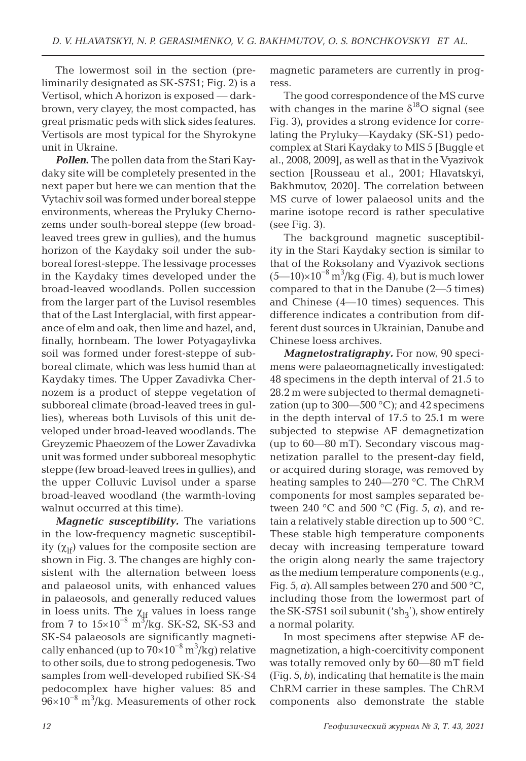The lowermost soil in the section (preliminarily designated as SK-S7S1; Fig. 2) is a Vertisol, which A horizon is exposed — dark-brown, very clayey, the most compacted, has great prismatic peds with slick sides features. Vertisols are most typical for the Shyrokyne unit in Ukraine.

***Pollen.*** The pollen data from the Stari Kaydaky site will be completely presented in the next paper but here we can mention that the Vytachiv soil was formed under boreal steppe environments, whereas the Pryluky Chernozems under south-boreal steppe (few broad-leaved trees grew in gullies), and the humus horizon of the Kaydaky soil under the subboreal forest-steppe. The lessivage processes in the Kaydaky times developed under the broad-leaved woodlands. Pollen succession from the larger part of the Luvisol resembles that of the Last Interglacial, with first appearance of elm and oak, then lime and hazel, and, finally, hornbeam. The lower Potyagaylivka soil was formed under forest-steppe of subboreal climate, which was less humid than at Kaydaky times. The Upper Zavadivka Chernozem is a product of steppe vegetation of subboreal climate (broad-leaved trees in gullies), whereas both Luvisols of this unit developed under broad-leaved woodlands. The Greyzemic Phaeozem of the Lower Zavadivka unit was formed under subboreal mesophytic steppe (few broad-leaved trees in gullies), and the upper Colluvic Luvisol under a sparse broad-leaved woodland (the warmth-loving walnut occurred at this time).

***Magnetic susceptibility.*** The variations in the low-frequency magnetic susceptibility ($\chi_{lf}$) values for the composite section are shown in Fig. 3. The changes are highly consistent with the alternation between loess and palaeosol units, with enhanced values in palaeosols, and generally reduced values in loess units. The $\chi_{lf}$ values in loess range from 7 to $15\times10^{-8}$ $m^3$/kg. SK-S2, SK-S3 and SK-S4 palaeosols are significantly magnetically enhanced (up to $70\times10^{-8}$ $m^3$/kg) relative to other soils, due to strong pedogenesis. Two samples from well-developed rubified SK-S4 pedocomplex have higher values: 85 and $96\times10^{-8}$ $m^3$/kg. Measurements of other rock magnetic parameters are currently in progress.

The good correspondence of the MS curve with changes in the marine $\delta^{18}O$ signal (see Fig. 3), provides a strong evidence for correlating the Pryluky—Kaydaky (SK-S1) pedocomplex at Stari Kaydaky to MIS 5 [Buggle et al., 2008, 2009], as well as that in the Vyazivok section [Rousseau et al., 2001; Hlavatskyi, Bakhmutov, 2020]. The correlation between MS curve of lower palaeosol units and the marine isotope record is rather speculative (see Fig. 3).

The background magnetic susceptibility in the Stari Kaydaky section is similar to that of the Roksolany and Vyazivok sections $(5—10)\times10^{-8}$ $m^3$/kg (Fig. 4), but is much lower compared to that in the Danube (2—5 times) and Chinese (4—10 times) sequences. This difference indicates a contribution from different dust sources in Ukrainian, Danube and Chinese loess archives.

***Magnetostratigraphy.*** For now, 90 specimens were palaeomagnetically investigated: 48 specimens in the depth interval of 21.5 to 28.2 m were subjected to thermal demagnetization (up to 300—500 °C); and 42 specimens in the depth interval of 17.5 to 25.1 m were subjected to stepwise AF demagnetization (up to 60—80 mT). Secondary viscous magnetization parallel to the present-day field, or acquired during storage, was removed by heating samples to 240—270 °C. The ChRM components for most samples separated between 240 °C and 500 °C (Fig. 5, *a*), and retain a relatively stable direction up to 500 °C. These stable high temperature components decay with increasing temperature toward the origin along nearly the same trajectory as the medium temperature components (e.g., Fig. 5, *a*). All samples between 270 and 500 °C, including those from the lowermost part of the SK-S7S1 soil subunit ('$sh_3$'), show entirely a normal polarity.

In most specimens after stepwise AF demagnetization, a high-coercitivity component was totally removed only by 60—80 mT field (Fig. 5, *b*), indicating that hematite is the main ChRM carrier in these samples. The ChRM components also demonstrate the stable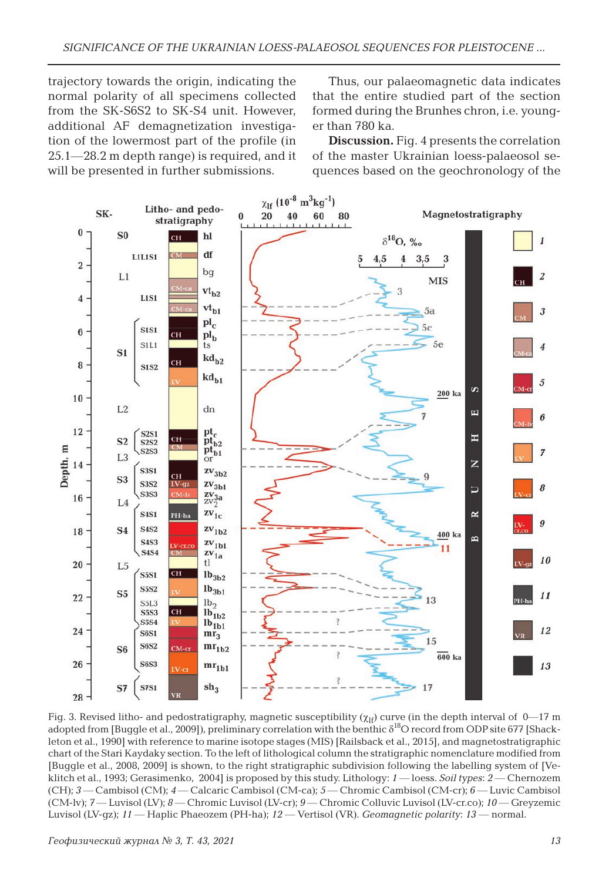trajectory towards the origin, indicating the normal polarity of all specimens collected from the SK-S6S2 to SK-S4 unit. However, additional AF demagnetization investigation of the lowermost part of the profile (in 25.1—28.2 m depth range) is required, and it will be presented in further submissions.

Thus, our palaeomagnetic data indicates that the entire studied part of the section formed during the Brunhes chron, i.e. younger than 780 ka.

**Discussion.** Fig. 4 presents the correlation of the master Ukrainian loess-palaeosol sequences based on the geochronology of the

Fig. 3. Revised litho- and pedostratigraphy, magnetic susceptibility ($\chi_{lf}$) curve (in the depth interval of 0—17 m adopted from [Buggle et al., 2009]), preliminary correlation with the benthic $\delta^{18}O$ record from ODP site 677 [Shackleton et al., 1990] with reference to marine isotope stages (MIS) [Railsback et al., 2015], and magnetostratigraphic chart of the Stari Kaydaky section. To the left of lithological column the stratigraphic nomenclature modified from [Buggle et al., 2008, 2009] is shown, to the right stratigraphic subdivision following the labelling system of [Veklitch et al., 1993; Gerasimenko, 2004] is proposed by this study. Lithology: *1* — loess. *Soil types*: *2* — Chernozem (CH); *3* — Cambisol (CM); *4* — Calcaric Cambisol (CM-ca); *5* — Chromic Cambisol (CM-cr); *6* — Luvic Cambisol (CM-lv); *7* — Luvisol (LV); *8* — Chromic Luvisol (LV-cr); *9* — Chromic Colluvic Luvisol (LV-cr.co); *10* — Greyzemic Luvisol (LV-gz); *11* — Haplic Phaeozem (PH-ha); *12* — Vertisol (VR). *Geomagnetic polarity*: *13* — normal.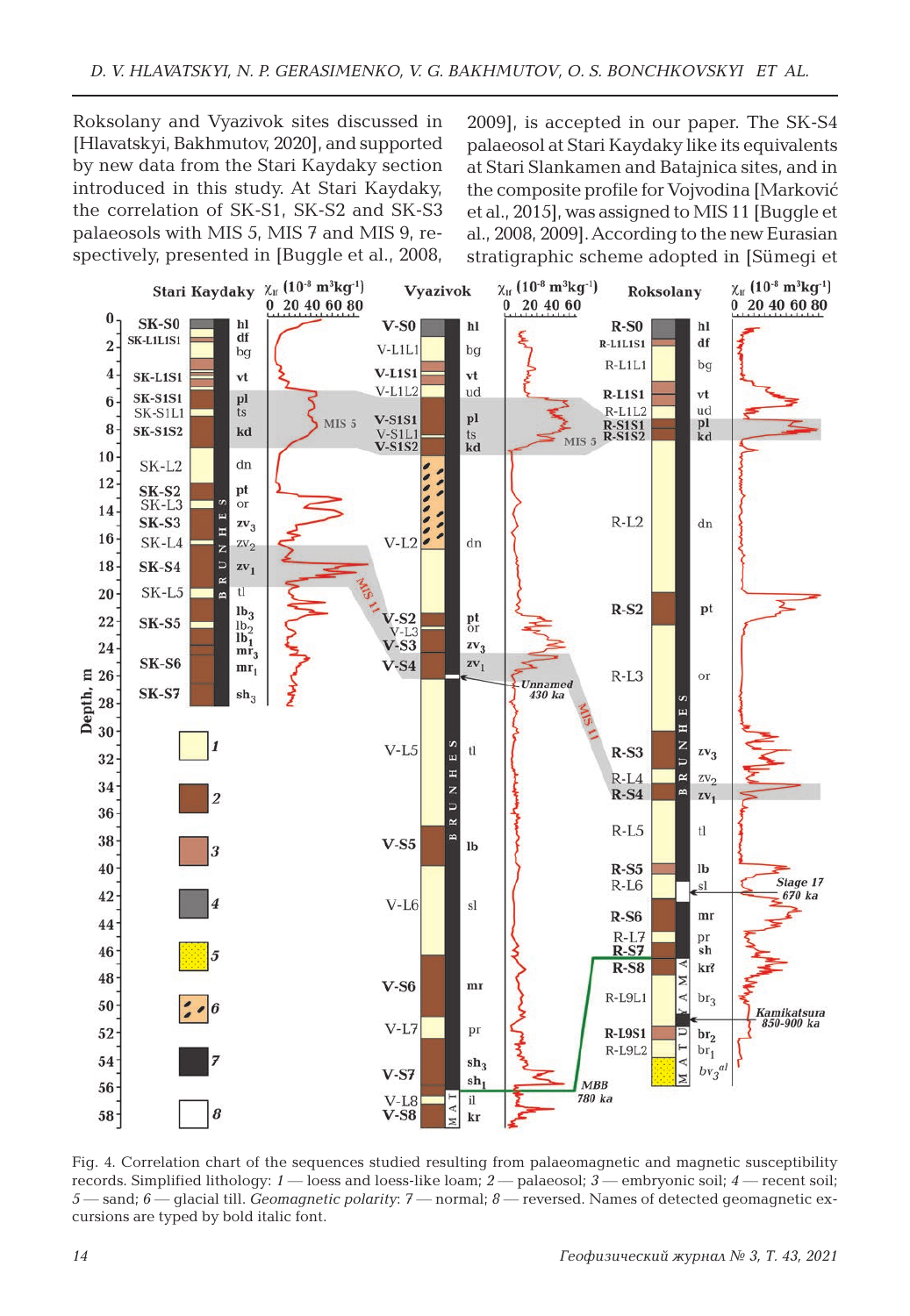Roksolany and Vyazivok sites discussed in [Hlavatskyi, Bakhmutov, 2020], and supported by new data from the Stari Kaydaky section introduced in this study. At Stari Kaydaky, the correlation of SK-S1, SK-S2 and SK-S3 palaeosols with MIS 5, MIS 7 and MIS 9, respectively, presented in [Buggle et al., 2008, 2009], is accepted in our paper. The SK-S4 palaeosol at Stari Kaydaky like its equivalents at Stari Slankamen and Batajnica sites, and in the composite profile for Vojvodina [Marković et al., 2015], was assigned to MIS 11 [Buggle et al., 2008, 2009]. According to the new Eurasian stratigraphic scheme adopted in [Sümegi et

Fig. 4. Correlation chart of the sequences studied resulting from palaeomagnetic and magnetic susceptibility records. Simplified lithology: *1* — loess and loess-like loam; *2* — palaeosol; *3* — embryonic soil; *4* — recent soil; *5* — sand; *6* — glacial till. *Geomagnetic polarity*: *7* — normal; *8* — reversed. Names of detected geomagnetic excursions are typed by bold italic font.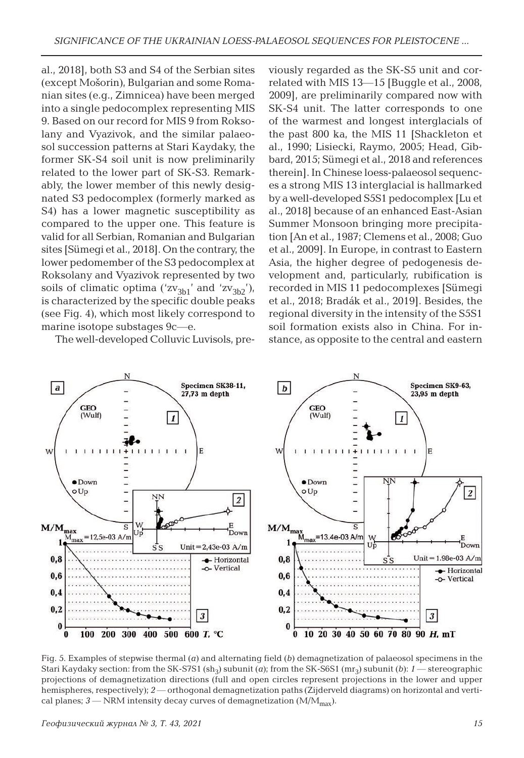al., 2018], both S3 and S4 of the Serbian sites (except Mošorin), Bulgarian and some Romanian sites (e.g., Zimnicea) have been merged into a single pedocomplex representing MIS 9. Based on our record for MIS 9 from Roksolany and Vyazivok, and the similar palaeosol succession patterns at Stari Kaydaky, the former SK-S4 soil unit is now preliminarily related to the lower part of SK-S3. Remarkably, the lower member of this newly designated S3 pedocomplex (formerly marked as S4) has a lower magnetic susceptibility as compared to the upper one. This feature is valid for all Serbian, Romanian and Bulgarian sites [Sümegi et al., 2018]. On the contrary, the lower pedomember of the S3 pedocomplex at Roksolany and Vyazivok represented by two soils of climatic optima ('$zv_{3b1}$' and '$zv_{3b2}$'), is characterized by the specific double peaks (see Fig. 4), which most likely correspond to marine isotope substages 9c—e.

The well-developed Colluvic Luvisols, previously regarded as the SK-S5 unit and correlated with MIS 13—15 [Buggle et al., 2008, 2009], are preliminarily compared now with SK-S4 unit. The latter corresponds to one of the warmest and longest interglacials of the past 800 ka, the MIS 11 [Shackleton et al., 1990; Lisiecki, Raymo, 2005; Head, Gibbard, 2015; Sümegi et al., 2018 and references therein]. In Chinese loess-palaeosol sequences a strong MIS 13 interglacial is hallmarked by a well-developed S5S1 pedocomplex [Lu et al., 2018] because of an enhanced East-Asian Summer Monsoon bringing more precipitation [An et al., 1987; Clemens et al., 2008; Guo et al., 2009]. In Europe, in contrast to Eastern Asia, the higher degree of pedogenesis development and, particularly, rubification is recorded in MIS 11 pedocomplexes [Sümegi et al., 2018; Bradák et al., 2019]. Besides, the regional diversity in the intensity of the S5S1 soil formation exists also in China. For instance, as opposite to the central and eastern

Fig. 5. Examples of stepwise thermal (*a*) and alternating field (*b*) demagnetization of palaeosol specimens in the Stari Kaydaky section: from the SK-S7S1 ($sh_3$) subunit (*a*); from the SK-S6S1 ($mr_3$) subunit (*b*): *1* — stereographic projections of demagnetization directions (full and open circles represent projections in the lower and upper hemispheres, respectively); *2* — orthogonal demagnetization paths (Zijderveld diagrams) on horizontal and vertical planes; *3* — NRM intensity decay curves of demagnetization ($M/M_{max}$).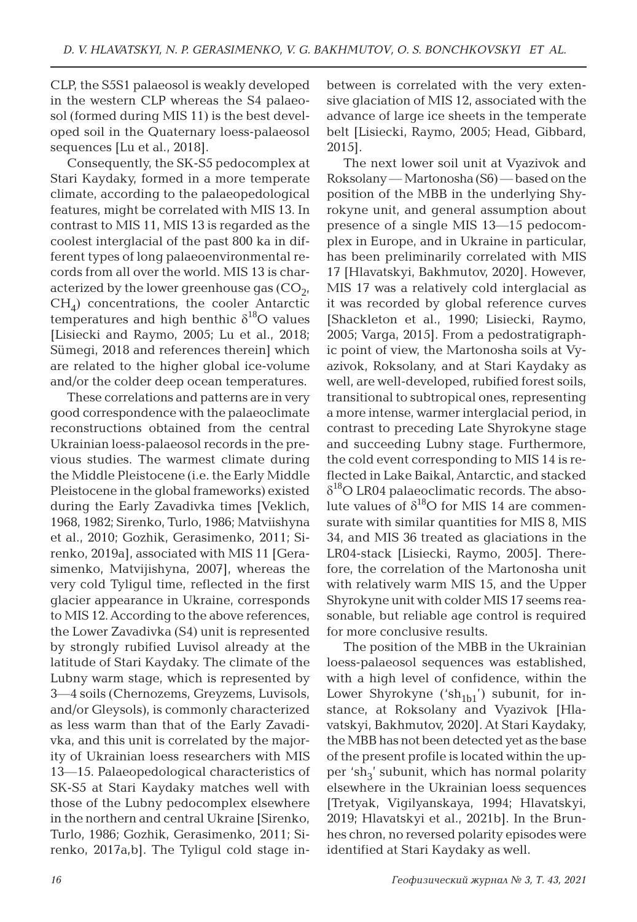CLP, the S5S1 palaeosol is weakly developed in the western CLP whereas the S4 palaeosol (formed during MIS 11) is the best developed soil in the Quaternary loess-palaeosol sequences [Lu et al., 2018].

Consequently, the SK-S5 pedocomplex at Stari Kaydaky, formed in a more temperate climate, according to the palaeopedological features, might be correlated with MIS 13. In contrast to MIS 11, MIS 13 is regarded as the coolest interglacial of the past 800 ka in different types of long palaeoenvironmental records from all over the world. MIS 13 is characterized by the lower greenhouse gas ($CO_2$, $CH_4$) concentrations, the cooler Antarctic temperatures and high benthic $\delta^{18}O$ values [Lisiecki and Raymo, 2005; Lu et al., 2018; Sümegi, 2018 and references therein] which are related to the higher global ice-volume and/or the colder deep ocean temperatures.

These correlations and patterns are in very good correspondence with the palaeoclimate reconstructions obtained from the central Ukrainian loess-palaeosol records in the previous studies. The warmest climate during the Middle Pleistocene (i.e. the Early Middle Pleistocene in the global frameworks) existed during the Early Zavadivka times [Veklich, 1968, 1982; Sirenko, Turlo, 1986; Matviishyna et al., 2010; Gozhik, Gerasimenko, 2011; Sirenko, 2019a], associated with MIS 11 [Gerasimenko, Matvijishyna, 2007], whereas the very cold Tyligul time, reflected in the first glacier appearance in Ukraine, corresponds to MIS 12. According to the above references, the Lower Zavadivka (S4) unit is represented by strongly rubified Luvisol already at the latitude of Stari Kaydaky. The climate of the Lubny warm stage, which is represented by 3—4 soils (Chernozems, Greyzems, Luvisols, and/or Gleysols), is commonly characterized as less warm than that of the Early Zavadivka, and this unit is correlated by the majority of Ukrainian loess researchers with MIS 13—15. Palaeopedological characteristics of SK-S5 at Stari Kaydaky matches well with those of the Lubny pedocomplex elsewhere in the northern and central Ukraine [Sirenko, Turlo, 1986; Gozhik, Gerasimenko, 2011; Sirenko, 2017a,b]. The Tyligul cold stage in-between is correlated with the very extensive glaciation of MIS 12, associated with the advance of large ice sheets in the temperate belt [Lisiecki, Raymo, 2005; Head, Gibbard, 2015].

The next lower soil unit at Vyazivok and Roksolany — Martonosha (S6) — based on the position of the MBB in the underlying Shyrokyne unit, and general assumption about presence of a single MIS 13—15 pedocomplex in Europe, and in Ukraine in particular, has been preliminarily correlated with MIS 17 [Hlavatskyi, Bakhmutov, 2020]. However, MIS 17 was a relatively cold interglacial as it was recorded by global reference curves [Shackleton et al., 1990; Lisiecki, Raymo, 2005; Varga, 2015]. From a pedostratigraphic point of view, the Martonosha soils at Vyazivok, Roksolany, and at Stari Kaydaky as well, are well-developed, rubified forest soils, transitional to subtropical ones, representing a more intense, warmer interglacial period, in contrast to preceding Late Shyrokyne stage and succeeding Lubny stage. Furthermore, the cold event corresponding to MIS 14 is reflected in Lake Baikal, Antarctic, and stacked $\delta^{18}O$ LR04 palaeoclimatic records. The absolute values of $\delta^{18}O$ for MIS 14 are commensurate with similar quantities for MIS 8, MIS 34, and MIS 36 treated as glaciations in the LR04-stack [Lisiecki, Raymo, 2005]. Therefore, the correlation of the Martonosha unit with relatively warm MIS 15, and the Upper Shyrokyne unit with colder MIS 17 seems reasonable, but reliable age control is required for more conclusive results.

The position of the MBB in the Ukrainian loess-palaeosol sequences was established, with a high level of confidence, within the Lower Shyrokyne ('$sh_{1b1}$') subunit, for instance, at Roksolany and Vyazivok [Hlavatskyi, Bakhmutov, 2020]. At Stari Kaydaky, the MBB has not been detected yet as the base of the present profile is located within the upper '$sh_3$' subunit, which has normal polarity elsewhere in the Ukrainian loess sequences [Tretyak, Vigilyanskaya, 1994; Hlavatskyi, 2019; Hlavatskyi et al., 2021b]. In the Brunhes chron, no reversed polarity episodes were identified at Stari Kaydaky as well.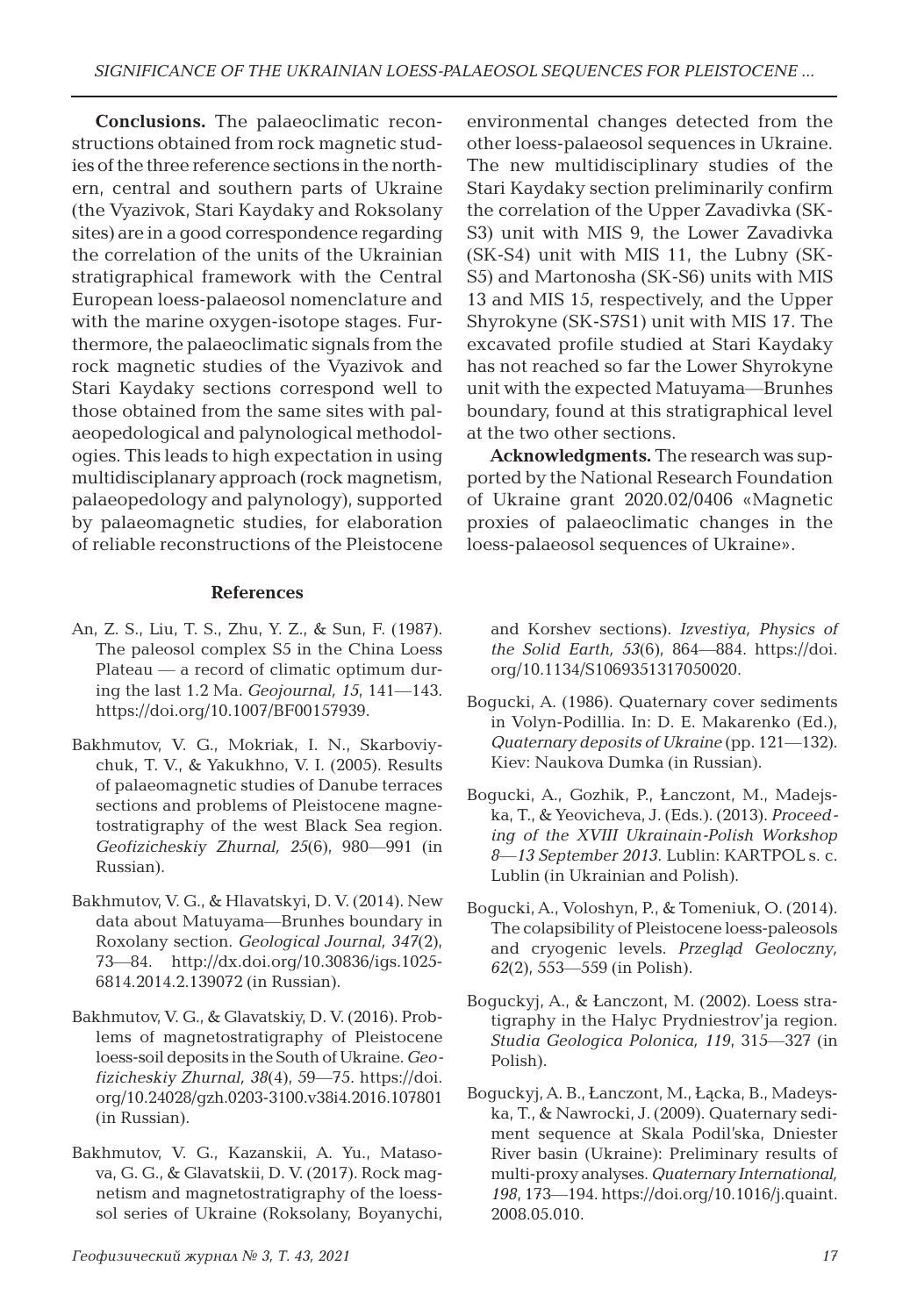**Conclusions.** The palaeoclimatic reconstructions obtained from rock magnetic studies of the three reference sections in the northern, central and southern parts of Ukraine (the Vyazivok, Stari Kaydaky and Roksolany sites) are in a good correspondence regarding the correlation of the units of the Ukrainian stratigraphical framework with the Central European loess-palaeosol nomenclature and with the marine oxygen-isotope stages. Furthermore, the palaeoclimatic signals from the rock magnetic studies of the Vyazivok and Stari Kaydaky sections correspond well to those obtained from the same sites with palaeopedological and palynological methodologies. This leads to high expectation in using multidisciplanary approach (rock magnetism, palaeopedology and palynology), supported by palaeomagnetic studies, for elaboration of reliable reconstructions of the Pleistocene environmental changes detected from the other loess-palaeosol sequences in Ukraine. The new multidisciplinary studies of the Stari Kaydaky section preliminarily confirm the correlation of the Upper Zavadivka (SK-S3) unit with MIS 9, the Lower Zavadivka (SK-S4) unit with MIS 11, the Lubny (SK-S5) and Martonosha (SK-S6) units with MIS 13 and MIS 15, respectively, and the Upper Shyrokyne (SK-S7S1) unit with MIS 17. The excavated profile studied at Stari Kaydaky has not reached so far the Lower Shyrokyne unit with the expected Matuyama—Brunhes boundary, found at this stratigraphical level at the two other sections.

**Acknowledgments.** The research was supported by the National Research Foundation of Ukraine grant 2020.02/0406 «Magnetic proxies of palaeoclimatic changes in the loess-palaeosol sequences of Ukraine».

## References

An, Z. S., Liu, T. S., Zhu, Y. Z., & Sun, F. (1987). The paleosol complex S5 in the China Loess Plateau — a record of climatic optimum during the last 1.2 Ma. *Geojournal, 15*, 141—143. https://doi.org/10.1007/BF00157939.

Bakhmutov, V. G., Mokriak, I. N., Skarboviychuk, T. V., & Yakukhno, V. I. (2005). Results of palaeomagnetic studies of Danube terraces sections and problems of Pleistocene magnetostratigraphy of the west Black Sea region. *Geofizicheskiy Zhurnal, 25*(6), 980—991 (in Russian).

Bakhmutov, V. G., & Hlavatskyi, D. V. (2014). New data about Matuyama—Brunhes boundary in Roxolany section. *Geological Journal, 347*(2), 73—84. http://dx.doi.org/10.30836/igs.1025-6814.2014.2.139072 (in Russian).

Bakhmutov, V. G., & Glavatskiy, D. V. (2016). Problems of magnetostratigraphy of Pleistocene loess-soil deposits in the South of Ukraine. *Geofizicheskiy Zhurnal, 38*(4), 59—75. https://doi.org/10.24028/gzh.0203-3100.v38i4.2016.107801 (in Russian).

Bakhmutov, V. G., Kazanskii, A. Yu., Matasova, G. G., & Glavatskii, D. V. (2017). Rock magnetism and magnetostratigraphy of the loess-sol series of Ukraine (Roksolany, Boyanychi, and Korshev sections). *Izvestiya, Physics of the Solid Earth, 53*(6), 864—884. https://doi.org/10.1134/S1069351317050020.

Bogucki, A. (1986). Quaternary cover sediments in Volyn-Podillia. In: D. E. Makarenko (Ed.), *Quaternary deposits of Ukraine* (pp. 121—132). Kiev: Naukova Dumka (in Russian).

Bogucki, A., Gozhik, P., Łanczont, M., Madejska, T., & Yeovicheva, J. (Eds.). (2013). *Proceeding of the XVIII Ukrainain-Polish Workshop 8—13 September 2013*. Lublin: KARTPOL s. c. Lublin (in Ukrainian and Polish).

Bogucki, A., Voloshyn, P., & Tomeniuk, O. (2014). The colapsibility of Pleistocene loess-paleosols and cryogenic levels. *Przegląd Geoloczny, 62*(2), 553—559 (in Polish).

Boguckyj, A., & Łanczont, M. (2002). Loess stratigraphy in the Halyc Prydniestrov'ja region. *Studia Geologica Polonica, 119*, 315—327 (in Polish).

Boguckyj, A. B., Łanczont, M., Łącka, B., Madeyska, T., & Nawrocki, J. (2009). Quaternary sediment sequence at Skala Podil'ska, Dniester River basin (Ukraine): Preliminary results of multi-proxy analyses. *Quaternary International, 198*, 173—194. https://doi.org/10.1016/j.quaint.2008.05.010.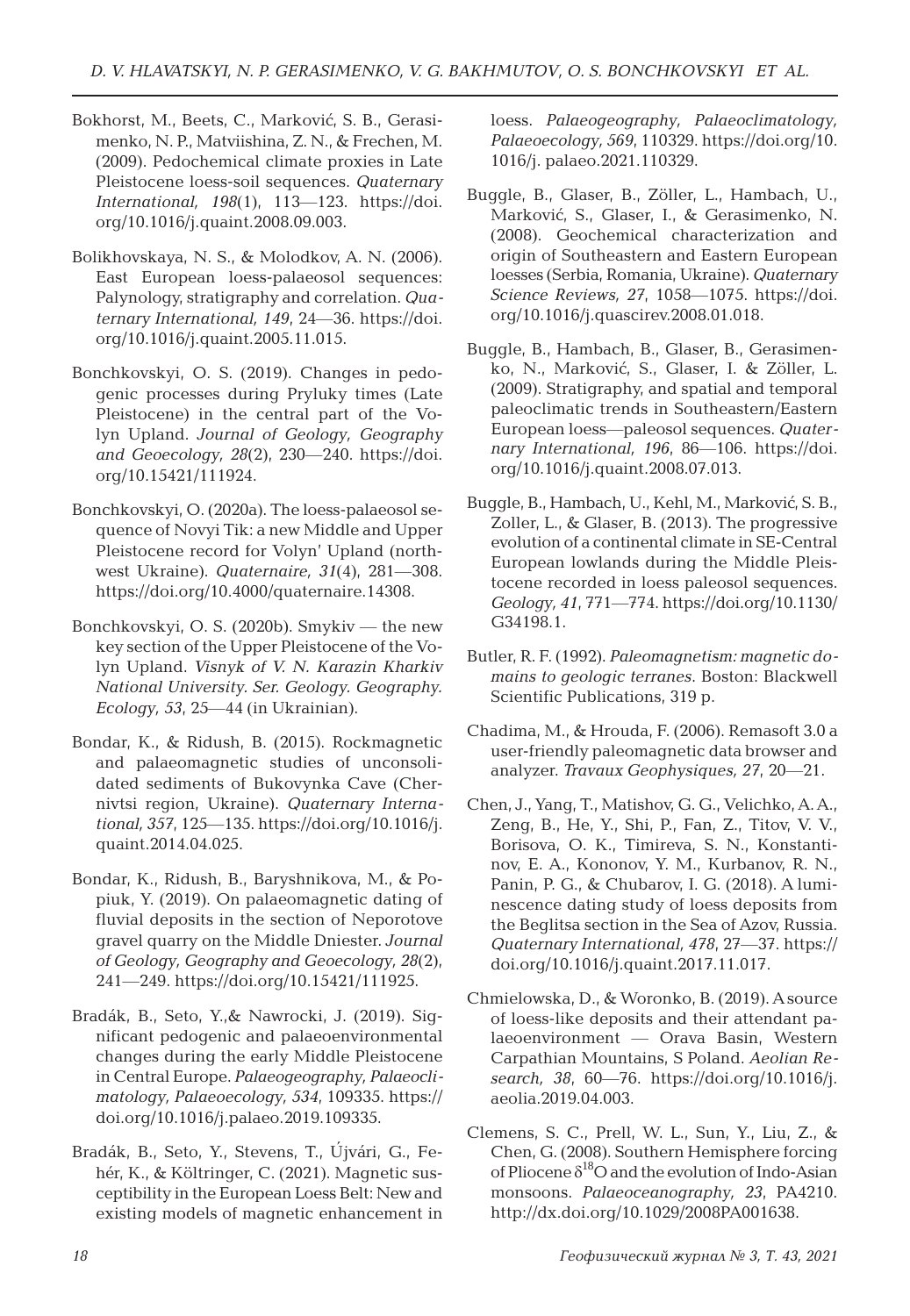Bokhorst, M., Beets, C., Marković, S. B., Gerasimenko, N. P., Matviishina, Z. N., & Frechen, M. (2009). Pedochemical climate proxies in Late Pleistocene loess-soil sequences. *Quaternary International, 198*(1), 113—123. https://doi.org/10.1016/j.quaint.2008.09.003.

Bolikhovskaya, N. S., & Molodkov, A. N. (2006). East European loess-palaeosol sequences: Palynology, stratigraphy and correlation. *Quaternary International, 149*, 24—36. https://doi.org/10.1016/j.quaint.2005.11.015.

Bonchkovskyi, O. S. (2019). Changes in pedogenic processes during Pryluky times (Late Pleistocene) in the central part of the Volyn Upland. *Journal of Geology, Geography and Geoecology, 28*(2), 230—240. https://doi.org/10.15421/111924.

Bonchkovskyi, O. (2020a). The loess-palaeosol sequence of Novyi Tik: a new Middle and Upper Pleistocene record for Volyn' Upland (northwest Ukraine). *Quaternaire, 31*(4), 281—308. https://doi.org/10.4000/quaternaire.14308.

Bonchkovskyi, O. S. (2020b). Smykiv — the new key section of the Upper Pleistocene of the Volyn Upland. *Visnyk of V. N. Karazin Kharkiv National University. Ser. Geology. Geography. Ecology, 53*, 25—44 (in Ukrainian).

Bondar, K., & Ridush, B. (2015). Rockmagnetic and palaeomagnetic studies of unconsolidated sediments of Bukovynka Cave (Chernivtsi region, Ukraine). *Quaternary International, 357*, 125—135. https://doi.org/10.1016/j.quaint.2014.04.025.

Bondar, K., Ridush, B., Baryshnikova, M., & Popiuk, Y. (2019). On palaeomagnetic dating of fluvial deposits in the section of Neporotove gravel quarry on the Middle Dniester. *Journal of Geology, Geography and Geoecology, 28*(2), 241—249. https://doi.org/10.15421/111925.

Bradák, B., Seto, Y.,& Nawrocki, J. (2019). Significant pedogenic and palaeoenvironmental changes during the early Middle Pleistocene in Central Europe. *Palaeogeography, Palaeoclimatology, Palaeoecology, 534*, 109335. https://doi.org/10.1016/j.palaeo.2019.109335.

Bradák, B., Seto, Y., Stevens, T., Újvári, G., Fehér, K., & Költringer, C. (2021). Magnetic susceptibility in the European Loess Belt: New and existing models of magnetic enhancement in loess. *Palaeogeography, Palaeoclimatology, Palaeoecology, 569*, 110329. https://doi.org/10.1016/j. palaeo.2021.110329.

Buggle, B., Glaser, B., Zöller, L., Hambach, U., Marković, S., Glaser, I., & Gerasimenko, N. (2008). Geochemical characterization and origin of Southeastern and Eastern European loesses (Serbia, Romania, Ukraine). *Quaternary Science Reviews, 27*, 1058—1075. https://doi.org/10.1016/j.quascirev.2008.01.018.

Buggle, B., Hambach, B., Glaser, B., Gerasimenko, N., Marković, S., Glaser, I. & Zöller, L. (2009). Stratigraphy, and spatial and temporal paleoclimatic trends in Southeastern/Eastern European loess—paleosol sequences. *Quaternary International, 196*, 86—106. https://doi.org/10.1016/j.quaint.2008.07.013.

Buggle, B., Hambach, U., Kehl, M., Marković, S. B., Zoller, L., & Glaser, B. (2013). The progressive evolution of a continental climate in SE-Central European lowlands during the Middle Pleistocene recorded in loess paleosol sequences. *Geology, 41*, 771—774. https://doi.org/10.1130/G34198.1.

Butler, R. F. (1992). *Paleomagnetism: magnetic domains to geologic terranes*. Boston: Blackwell Scientific Publications, 319 p.

Chadima, M., & Hrouda, F. (2006). Remasoft 3.0 a user-friendly paleomagnetic data browser and analyzer. *Travaux Geophysiques, 27*, 20—21.

Chen, J., Yang, T., Matishov, G. G., Velichko, A. A., Zeng, B., He, Y., Shi, P., Fan, Z., Titov, V. V., Borisova, O. K., Timireva, S. N., Konstantinov, E. A., Kononov, Y. M., Kurbanov, R. N., Panin, P. G., & Chubarov, I. G. (2018). A luminescence dating study of loess deposits from the Beglitsa section in the Sea of Azov, Russia. *Quaternary International, 478*, 27—37. https://doi.org/10.1016/j.quaint.2017.11.017.

Chmielowska, D., & Woronko, B. (2019). A source of loess-like deposits and their attendant palaeoenvironment — Orava Basin, Western Carpathian Mountains, S Poland. *Aeolian Research, 38*, 60—76. https://doi.org/10.1016/j.aeolia.2019.04.003.

Clemens, S. C., Prell, W. L., Sun, Y., Liu, Z., & Chen, G. (2008). Southern Hemisphere forcing of Pliocene $\delta^{18}O$ and the evolution of Indo-Asian monsoons. *Palaeoceanography, 23*, PA4210. http://dx.doi.org/10.1029/2008PA001638.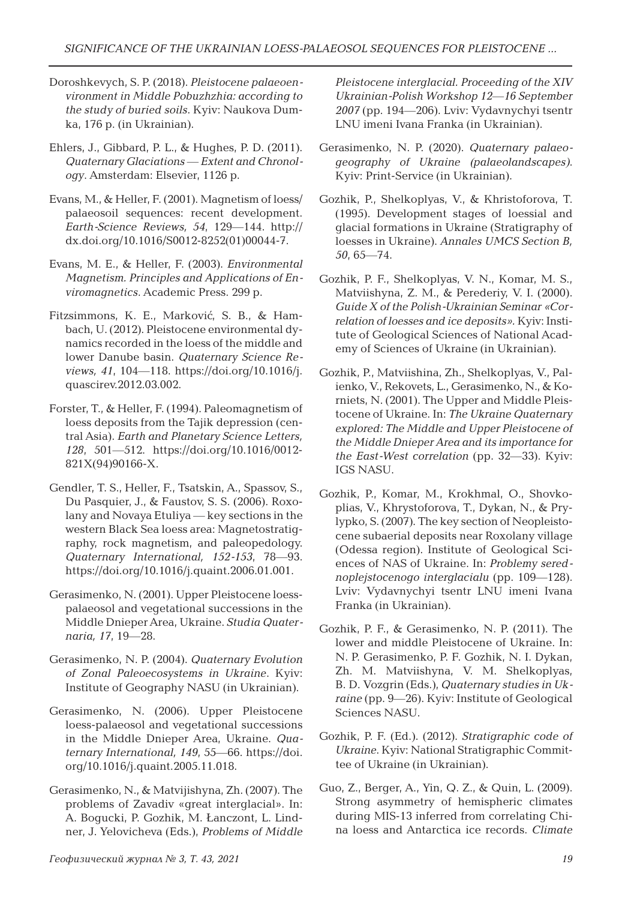Doroshkevych, S. P. (2018). *Pleistocene palaeoenvironment in Middle Pobuzhzhia: according to the study of buried soils*. Kyiv: Naukova Dumka, 176 p. (in Ukrainian).

Ehlers, J., Gibbard, P. L., & Hughes, P. D. (2011). *Quaternary Glaciations — Extent and Chronology*. Amsterdam: Elsevier, 1126 p.

Evans, M., & Heller, F. (2001). Magnetism of loess/palaeosoil sequences: recent development. *Earth-Science Reviews, 54*, 129—144. http://dx.doi.org/10.1016/S0012-8252(01)00044-7.

Evans, M. E., & Heller, F. (2003). *Environmental Magnetism. Principles and Applications of Enviromagnetics*. Academic Press. 299 p.

Fitzsimmons, K. E., Marković, S. B., & Hambach, U. (2012). Pleistocene environmental dynamics recorded in the loess of the middle and lower Danube basin. *Quaternary Science Reviews, 41*, 104—118. https://doi.org/10.1016/j.quascirev.2012.03.002.

Forster, T., & Heller, F. (1994). Paleomagnetism of loess deposits from the Tajik depression (central Asia). *Earth and Planetary Science Letters, 128*, 501—512. https://doi.org/10.1016/0012-821X(94)90166-X.

Gendler, T. S., Heller, F., Tsatskin, A., Spassov, S., Du Pasquier, J., & Faustov, S. S. (2006). Roxolany and Novaya Etuliya — key sections in the western Black Sea loess area: Magnetostratigraphy, rock magnetism, and paleopedology. *Quaternary International, 152-153*, 78—93. https://doi.org/10.1016/j.quaint.2006.01.001.

Gerasimenko, N. (2001). Upper Pleistocene loess-palaeosol and vegetational successions in the Middle Dnieper Area, Ukraine. *Studia Quaternaria, 17*, 19—28.

Gerasimenko, N. P. (2004). *Quaternary Evolution of Zonal Paleoecosystems in Ukraine*. Kyiv: Institute of Geography NASU (in Ukrainian).

Gerasimenko, N. (2006). Upper Pleistocene loess-palaeosol and vegetational successions in the Middle Dnieper Area, Ukraine. *Quaternary International, 149*, 55—66. https://doi.org/10.1016/j.quaint.2005.11.018.

Gerasimenko, N., & Matvijishyna, Zh. (2007). The problems of Zavadiv «great interglacial». In: A. Bogucki, P. Gozhik, M. Łanczont, L. Lindner, J. Yelovicheva (Eds.), *Problems of Middle Pleistocene interglacial. Proceeding of the XIV Ukrainian-Polish Workshop 12—16 September 2007* (pp. 194—206). Lviv: Vydavnychyi tsentr LNU imeni Ivana Franka (in Ukrainian).

Gerasimenko, N. P. (2020). *Quaternary palaeogeography of Ukraine (palaeolandscapes)*. Kyiv: Print-Service (in Ukrainian).

Gozhik, P., Shelkoplyas, V., & Khristoforova, T. (1995). Development stages of loessial and glacial formations in Ukraine (Stratigraphy of loesses in Ukraine). *Annales UMCS Section B, 50*, 65—74.

Gozhik, P. F., Shelkoplyas, V. N., Komar, M. S., Matviishyna, Z. M., & Perederiy, V. I. (2000). *Guide X of the Polish-Ukrainian Seminar «Correlation of loesses and ice deposits»*. Kyiv: Institute of Geological Sciences of National Academy of Sciences of Ukraine (in Ukrainian).

Gozhik, P., Matviishina, Zh., Shelkoplyas, V., Palienko, V., Rekovets, L., Gerasimenko, N., & Korniets, N. (2001). The Upper and Middle Pleistocene of Ukraine. In: *The Ukraine Quaternary explored: The Middle and Upper Pleistocene of the Middle Dnieper Area and its importance for the East-West correlation* (pp. 32—33). Kyiv: IGS NASU.

Gozhik, P., Komar, M., Krokhmal, O., Shovkoplias, V., Khrystoforova, T., Dykan, N., & Prylypko, S. (2007). The key section of Neopleistocene subaerial deposits near Roxolany village (Odessa region). Institute of Geological Sciences of NAS of Ukraine. In: *Problemy serednoplejstocenogo interglacialu* (pp. 109—128). Lviv: Vydavnychyi tsentr LNU imeni Ivana Franka (in Ukrainian).

Gozhik, P. F., & Gerasimenko, N. P. (2011). The lower and middle Pleistocene of Ukraine. In: N. P. Gerasimenko, P. F. Gozhik, N. I. Dykan, Zh. M. Matviishyna, V. M. Shelkoplyas, B. D. Vozgrin (Eds.), *Quaternary studies in Ukraine* (pp. 9—26). Kyiv: Institute of Geological Sciences NASU.

Gozhik, P. F. (Ed.). (2012). *Stratigraphic code of Ukraine*. Kyiv: National Stratigraphic Committee of Ukraine (in Ukrainian).

Guo, Z., Berger, A., Yin, Q. Z., & Quin, L. (2009). Strong asymmetry of hemispheric climates during MIS-13 inferred from correlating China loess and Antarctica ice records. *Climate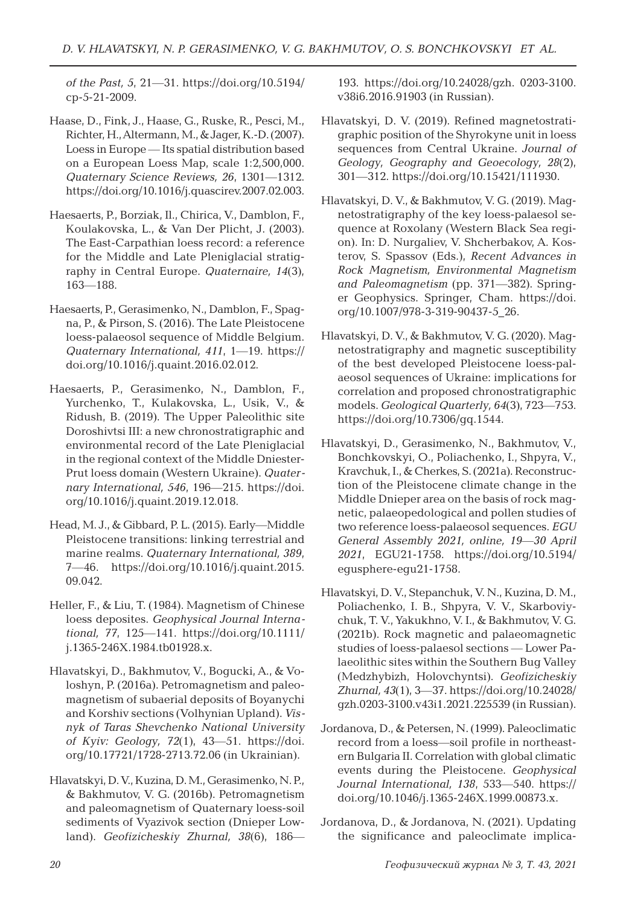*of the Past, 5*, 21—31. https://doi.org/10.5194/cp-5-21-2009.

Haase, D., Fink, J., Haase, G., Ruske, R., Pesci, M., Richter, H., Altermann, M., & Jager, K.-D. (2007). Loess in Europe — Its spatial distribution based on a European Loess Map, scale 1:2,500,000. *Quaternary Science Reviews, 26*, 1301—1312. https://doi.org/10.1016/j.quascirev.2007.02.003.

Haesaerts, P., Borziak, Il., Chirica, V., Damblon, F., Koulakovska, L., & Van Der Plicht, J. (2003). The East-Carpathian loess record: a reference for the Middle and Late Pleniglacial stratigraphy in Central Europe. *Quaternaire, 14*(3), 163—188.

Haesaerts, P., Gerasimenko, N., Damblon, F., Spagna, P., & Pirson, S. (2016). The Late Pleistocene loess-palaeosol sequence of Middle Belgium. *Quaternary International, 411*, 1—19. https://doi.org/10.1016/j.quaint.2016.02.012.

Haesaerts, P., Gerasimenko, N., Damblon, F., Yurchenko, T., Kulakovska, L., Usik, V., & Ridush, B. (2019). The Upper Paleolithic site Doroshivtsi III: a new chronostratigraphic and environmental record of the Late Pleniglacial in the regional context of the Middle Dniester-Prut loess domain (Western Ukraine). *Quaternary International, 546*, 196—215. https://doi.org/10.1016/j.quaint.2019.12.018.

Head, M. J., & Gibbard, P. L. (2015). Early—Middle Pleistocene transitions: linking terrestrial and marine realms. *Quaternary International, 389*, 7—46. https://doi.org/10.1016/j.quaint.2015.09.042.

Heller, F., & Liu, T. (1984). Magnetism of Chinese loess deposites. *Geophysical Journal International, 77*, 125—141. https://doi.org/10.1111/j.1365-246X.1984.tb01928.x.

Hlavatskyi, D., Bakhmutov, V., Bogucki, A., & Voloshyn, P. (2016a). Petromagnetism and paleomagnetism of subaerial deposits of Boyanychi and Korshiv sections (Volhynian Upland). *Visnyk of Taras Shevchenko National University of Kyiv: Geology, 72*(1), 43—51. https://doi.org/10.17721/1728-2713.72.06 (in Ukrainian).

Hlavatskyi, D. V., Kuzina, D. M., Gerasimenko, N. P., & Bakhmutov, V. G. (2016b). Petromagnetism and paleomagnetism of Quaternary loess-soil sediments of Vyazivok section (Dnieper Lowland). *Geofizicheskiy Zhurnal, 38*(6), 186—193. https://doi.org/10.24028/gzh. 0203-3100.v38i6.2016.91903 (in Russian).

Hlavatskyi, D. V. (2019). Refined magnetostratigraphic position of the Shyrokyne unit in loess sequences from Central Ukraine. *Journal of Geology, Geography and Geoecology, 28*(2), 301—312. https://doi.org/10.15421/111930.

Hlavatskyi, D. V., & Bakhmutov, V. G. (2019). Magnetostratigraphy of the key loess-palaeosol sequence at Roxolany (Western Black Sea region). In: D. Nurgaliev, V. Shcherbakov, A. Kosterov, S. Spassov (Eds.), *Recent Advances in Rock Magnetism, Environmental Magnetism and Paleomagnetism* (pp. 371—382). Springer Geophysics. Springer, Cham. https://doi.org/10.1007/978-3-319-90437-5_26.

Hlavatskyi, D. V., & Bakhmutov, V. G. (2020). Magnetostratigraphy and magnetic susceptibility of the best developed Pleistocene loess-palaeosol sequences of Ukraine: implications for correlation and proposed chronostratigraphic models. *Geological Quarterly, 64*(3), 723—753. https://doi.org/10.7306/gq.1544.

Hlavatskyi, D., Gerasimenko, N., Bakhmutov, V., Bonchkovskyi, O., Poliachenko, I., Shpyra, V., Kravchuk, I., & Cherkes, S. (2021a). Reconstruction of the Pleistocene climate change in the Middle Dnieper area on the basis of rock magnetic, palaeopedological and pollen studies of two reference loess-palaeosol sequences. *EGU General Assembly 2021, online, 19—30 April 2021*, EGU21-1758. https://doi.org/10.5194/egusphere-egu21-1758.

Hlavatskyi, D. V., Stepanchuk, V. N., Kuzina, D. M., Poliachenko, I. B., Shpyra, V. V., Skarboviychuk, T. V., Yakukhno, V. I., & Bakhmutov, V. G. (2021b). Rock magnetic and palaeomagnetic studies of loess-palaesol sections — Lower Palaeolithic sites within the Southern Bug Valley (Medzhybizh, Holovchyntsi). *Geofizicheskiy Zhurnal, 43*(1), 3—37. https://doi.org/10.24028/gzh.0203-3100.v43i1.2021.225539 (in Russian).

Jordanova, D., & Petersen, N. (1999). Paleoclimatic record from a loess—soil profile in northeastern Bulgaria II. Correlation with global climatic events during the Pleistocene. *Geophysical Journal International, 138*, 533—540. https://doi.org/10.1046/j.1365-246X.1999.00873.x.

Jordanova, D., & Jordanova, N. (2021). Updating the significance and paleoclimate implica-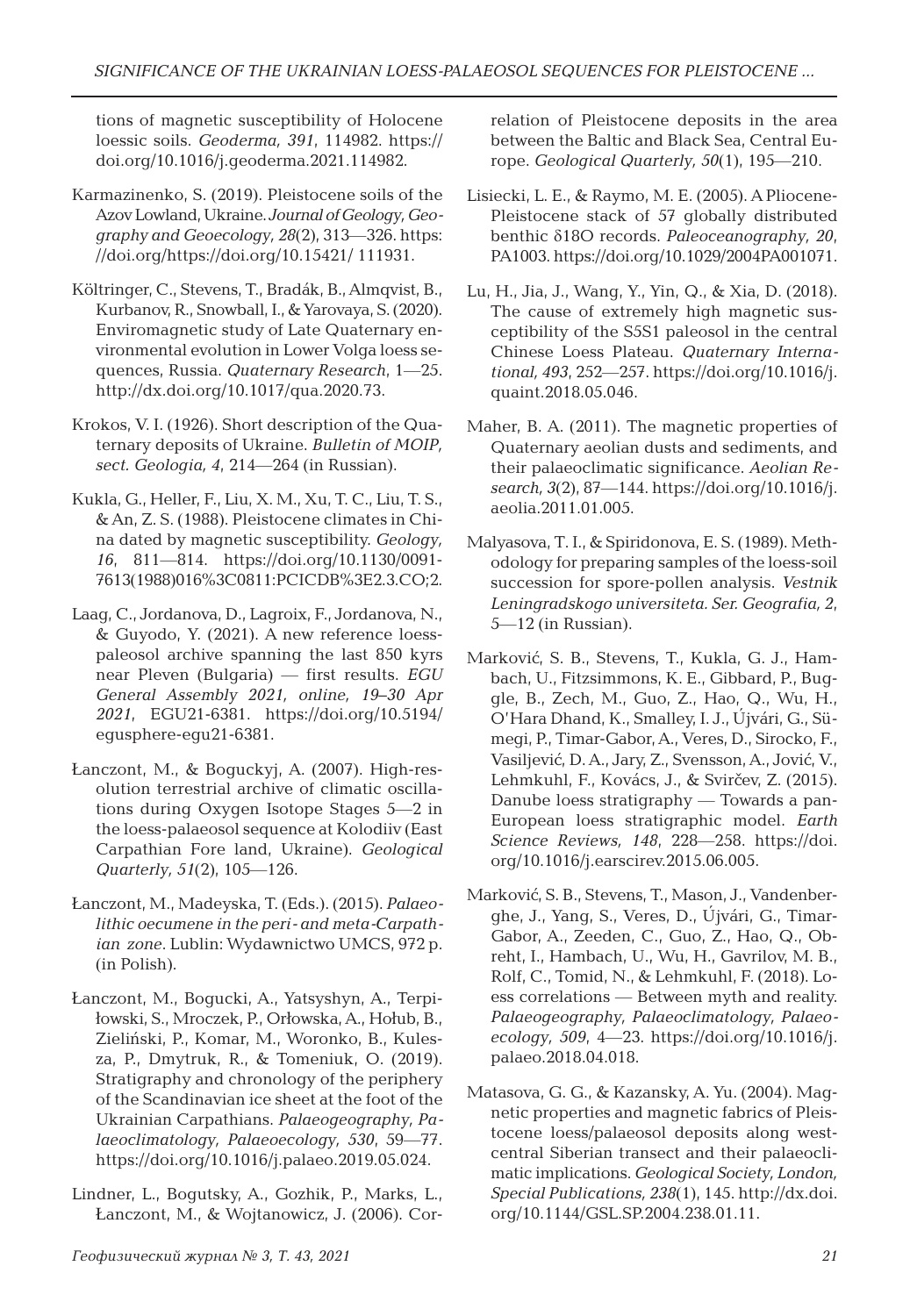tions of magnetic susceptibility of Holocene loessic soils. *Geoderma, 391*, 114982. https://doi.org/10.1016/j.geoderma.2021.114982.

Karmazinenko, S. (2019). Pleistocene soils of the Azov Lowland, Ukraine. *Journal of Geology, Geography and Geoecology, 28*(2), 313—326. https://doi.org/https://doi.org/10.15421/ 111931.

Költringer, C., Stevens, T., Bradák, B., Almqvist, B., Kurbanov, R., Snowball, I., & Yarovaya, S. (2020). Enviromagnetic study of Late Quaternary environmental evolution in Lower Volga loess sequences, Russia. *Quaternary Research*, 1—25. http://dx.doi.org/10.1017/qua.2020.73.

Krokos, V. I. (1926). Short description of the Quaternary deposits of Ukraine. *Bulletin of MOIP, sect. Geologia, 4*, 214—264 (in Russian).

Kukla, G., Heller, F., Liu, X. M., Xu, T. C., Liu, T. S., & An, Z. S. (1988). Pleistocene climates in China dated by magnetic susceptibility. *Geology, 16*, 811—814. https://doi.org/10.1130/0091-7613(1988)016%3C0811:PCICDB%3E2.3.CO;2.

Laag, C., Jordanova, D., Lagroix, F., Jordanova, N., & Guyodo, Y. (2021). A new reference loess-paleosol archive spanning the last 850 kyrs near Pleven (Bulgaria) — first results. *EGU General Assembly 2021, online, 19–30 Apr 2021*, EGU21-6381. https://doi.org/10.5194/egusphere-egu21-6381.

Łanczont, M., & Boguckyj, A. (2007). High-resolution terrestrial archive of climatic oscillations during Oxygen Isotope Stages 5—2 in the loess-palaeosol sequence at Kolodiiv (East Carpathian Fore land, Ukraine). *Geological Quarterly, 51*(2), 105—126.

Łanczont, M., Madeyska, T. (Eds.). (2015). *Palaeolithic oecumene in the peri- and meta-Carpathian zone*. Lublin: Wydawnictwo UMCS, 972 p. (in Polish).

Łanczont, M., Bogucki, A., Yatsyshyn, A., Terpiłowski, S., Mroczek, P., Orłowska, A., Hołub, B., Zieliński, P., Komar, M., Woronko, B., Kulesza, P., Dmytruk, R., & Tomeniuk, O. (2019). Stratigraphy and chronology of the periphery of the Scandinavian ice sheet at the foot of the Ukrainian Carpathians. *Palaeogeography, Palaeoclimatology, Palaeoecology, 530*, 59—77. https://doi.org/10.1016/j.palaeo.2019.05.024.

Lindner, L., Bogutsky, A., Gozhik, P., Marks, L., Łanczont, M., & Wojtanowicz, J. (2006). Correlation of Pleistocene deposits in the area between the Baltic and Black Sea, Central Europe. *Geological Quarterly, 50*(1), 195—210.

Lisiecki, L. E., & Raymo, M. E. (2005). A Pliocene-Pleistocene stack of 57 globally distributed benthic δ18O records. *Paleoceanography, 20*, PA1003. https://doi.org/10.1029/2004PA001071.

Lu, H., Jia, J., Wang, Y., Yin, Q., & Xia, D. (2018). The cause of extremely high magnetic susceptibility of the S5S1 paleosol in the central Chinese Loess Plateau. *Quaternary International, 493*, 252—257. https://doi.org/10.1016/j.quaint.2018.05.046.

Maher, B. A. (2011). The magnetic properties of Quaternary aeolian dusts and sediments, and their palaeoclimatic significance. *Aeolian Research, 3*(2), 87—144. https://doi.org/10.1016/j.aeolia.2011.01.005.

Malyasova, T. I., & Spiridonova, E. S. (1989). Methodology for preparing samples of the loess-soil succession for spore-pollen analysis. *Vestnik Leningradskogo universiteta. Ser. Geografia, 2*, 5—12 (in Russian).

Marković, S. B., Stevens, T., Kukla, G. J., Hambach, U., Fitzsimmons, K. E., Gibbard, P., Buggle, B., Zech, M., Guo, Z., Hao, Q., Wu, H., O'Hara Dhand, K., Smalley, I. J., Újvári, G., Sümegi, P., Timar-Gabor, A., Veres, D., Sirocko, F., Vasiljević, D. A., Jary, Z., Svensson, A., Jović, V., Lehmkuhl, F., Kovács, J., & Svirčev, Z. (2015). Danube loess stratigraphy — Towards a pan-European loess stratigraphic model. *Earth Science Reviews, 148*, 228—258. https://doi.org/10.1016/j.earscirev.2015.06.005.

Marković, S. B., Stevens, T., Mason, J., Vandenberghe, J., Yang, S., Veres, D., Újvári, G., Timar-Gabor, A., Zeeden, C., Guo, Z., Hao, Q., Obreht, I., Hambach, U., Wu, H., Gavrilov, M. B., Rolf, C., Tomid, N., & Lehmkuhl, F. (2018). Loess correlations — Between myth and reality. *Palaeogeography, Palaeoclimatology, Palaeoecology, 509*, 4—23. https://doi.org/10.1016/j.palaeo.2018.04.018.

Matasova, G. G., & Kazansky, A. Yu. (2004). Magnetic properties and magnetic fabrics of Pleistocene loess/palaeosol deposits along west-central Siberian transect and their palaeoclimatic implications. *Geological Society, London, Special Publications, 238*(1), 145. http://dx.doi.org/10.1144/GSL.SP.2004.238.01.11.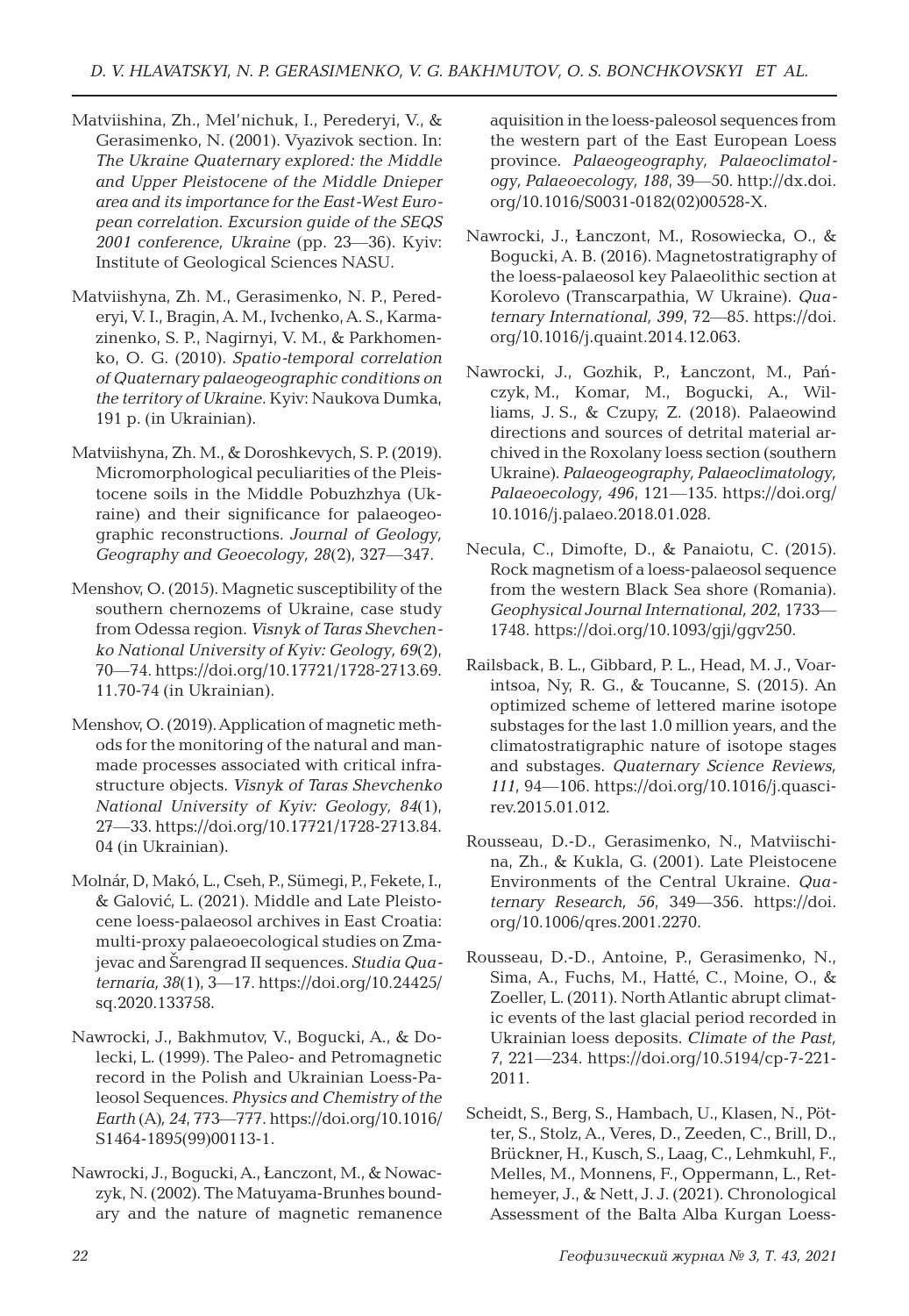Matviishina, Zh., Mel'nichuk, I., Perederyi, V., & Gerasimenko, N. (2001). Vyazivok section. In: *The Ukraine Quaternary explored: the Middle and Upper Pleistocene of the Middle Dnieper area and its importance for the East-West European correlation. Excursion guide of the SEQS 2001 conference, Ukraine* (pp. 23—36). Kyiv: Institute of Geological Sciences NASU.

Matviishyna, Zh. M., Gerasimenko, N. P., Perederyi, V. I., Bragin, A. M., Ivchenko, A. S., Karmazinenko, S. P., Nagirnyi, V. M., & Parkhomenko, O. G. (2010). *Spatio-temporal correlation of Quaternary palaeogeographic conditions on the territory of Ukraine*. Kyiv: Naukova Dumka, 191 p. (in Ukrainian).

Matviishyna, Zh. M., & Doroshkevych, S. P. (2019). Micromorphological peculiarities of the Pleistocene soils in the Middle Pobuzhzhya (Ukraine) and their significance for palaeogeographic reconstructions. *Journal of Geology, Geography and Geoecology, 28*(2), 327—347.

Menshov, O. (2015). Magnetic susceptibility of the southern chernozems of Ukraine, case study from Odessa region. *Visnyk of Taras Shevchenko National University of Kyiv: Geology, 69*(2), 70—74. https://doi.org/10.17721/1728-2713.69.11.70-74 (in Ukrainian).

Menshov, O. (2019). Application of magnetic methods for the monitoring of the natural and man-made processes associated with critical infrastructure objects. *Visnyk of Taras Shevchenko National University of Kyiv: Geology, 84*(1), 27—33. https://doi.org/10.17721/1728-2713.84.04 (in Ukrainian).

Molnár, D, Makó, L., Cseh, P., Sümegi, P., Fekete, I., & Galović, L. (2021). Middle and Late Pleistocene loess-palaeosol archives in East Croatia: multi-proxy palaeoecological studies on Zmajevac and Šarengrad II sequences. *Studia Quaternaria, 38*(1), 3—17. https://doi.org/10.24425/sq.2020.133758.

Nawrocki, J., Bakhmutov, V., Bogucki, A., & Dolecki, L. (1999). The Paleo- and Petromagnetic record in the Polish and Ukrainian Loess-Paleosol Sequences. *Physics and Chemistry of the Earth* (A)*, 24*, 773—777. https://doi.org/10.1016/S1464-1895(99)00113-1.

Nawrocki, J., Bogucki, A., Łanczont, M., & Nowaczyk, N. (2002). The Matuyama-Brunhes boundary and the nature of magnetic remanence aquisition in the loess-paleosol sequences from the western part of the East European Loess province. *Palaeogeography, Palaeoclimatology, Palaeoecology, 188*, 39—50. http://dx.doi.org/10.1016/S0031-0182(02)00528-X.

Nawrocki, J., Łanczont, M., Rosowiecka, O., & Bogucki, A. B. (2016). Magnetostratigraphy of the loess-palaeosol key Palaeolithic section at Korolevo (Transcarpathia, W Ukraine). *Quaternary International, 399*, 72—85. https://doi.org/10.1016/j.quaint.2014.12.063.

Nawrocki, J., Gozhik, P., Łanczont, M., Pańczyk, M., Komar, M., Bogucki, A., Williams, J. S., & Czupy, Z. (2018). Palaeowind directions and sources of detrital material archived in the Roxolany loess section (southern Ukraine). *Palaeogeography, Palaeoclimatology, Palaeoecology, 496*, 121—135. https://doi.org/10.1016/j.palaeo.2018.01.028.

Necula, C., Dimofte, D., & Panaiotu, C. (2015). Rock magnetism of a loess-palaeosol sequence from the western Black Sea shore (Romania). *Geophysical Journal International, 202*, 1733—1748. https://doi.org/10.1093/gji/ggv250.

Railsback, B. L., Gibbard, P. L., Head, M. J., Voarintsoa, Ny, R. G., & Toucanne, S. (2015). An optimized scheme of lettered marine isotope substages for the last 1.0 million years, and the climatostratigraphic nature of isotope stages and substages. *Quaternary Science Reviews, 111*, 94—106. https://doi.org/10.1016/j.quascirev.2015.01.012.

Rousseau, D.-D., Gerasimenko, N., Matviischina, Zh., & Kukla, G. (2001). Late Pleistocene Environments of the Central Ukraine. *Quaternary Research, 56*, 349—356. https://doi.org/10.1006/qres.2001.2270.

Rousseau, D.-D., Antoine, P., Gerasimenko, N., Sima, A., Fuchs, M., Hatté, C., Moine, O., & Zoeller, L. (2011). North Atlantic abrupt climatic events of the last glacial period recorded in Ukrainian loess deposits. *Climate of the Past, 7*, 221—234. https://doi.org/10.5194/cp-7-221-2011.

Scheidt, S., Berg, S., Hambach, U., Klasen, N., Pötter, S., Stolz, A., Veres, D., Zeeden, C., Brill, D., Brückner, H., Kusch, S., Laag, C., Lehmkuhl, F., Melles, M., Monnens, F., Oppermann, L., Rethemeyer, J., & Nett, J. J. (2021). Chronological Assessment of the Balta Alba Kurgan Loess-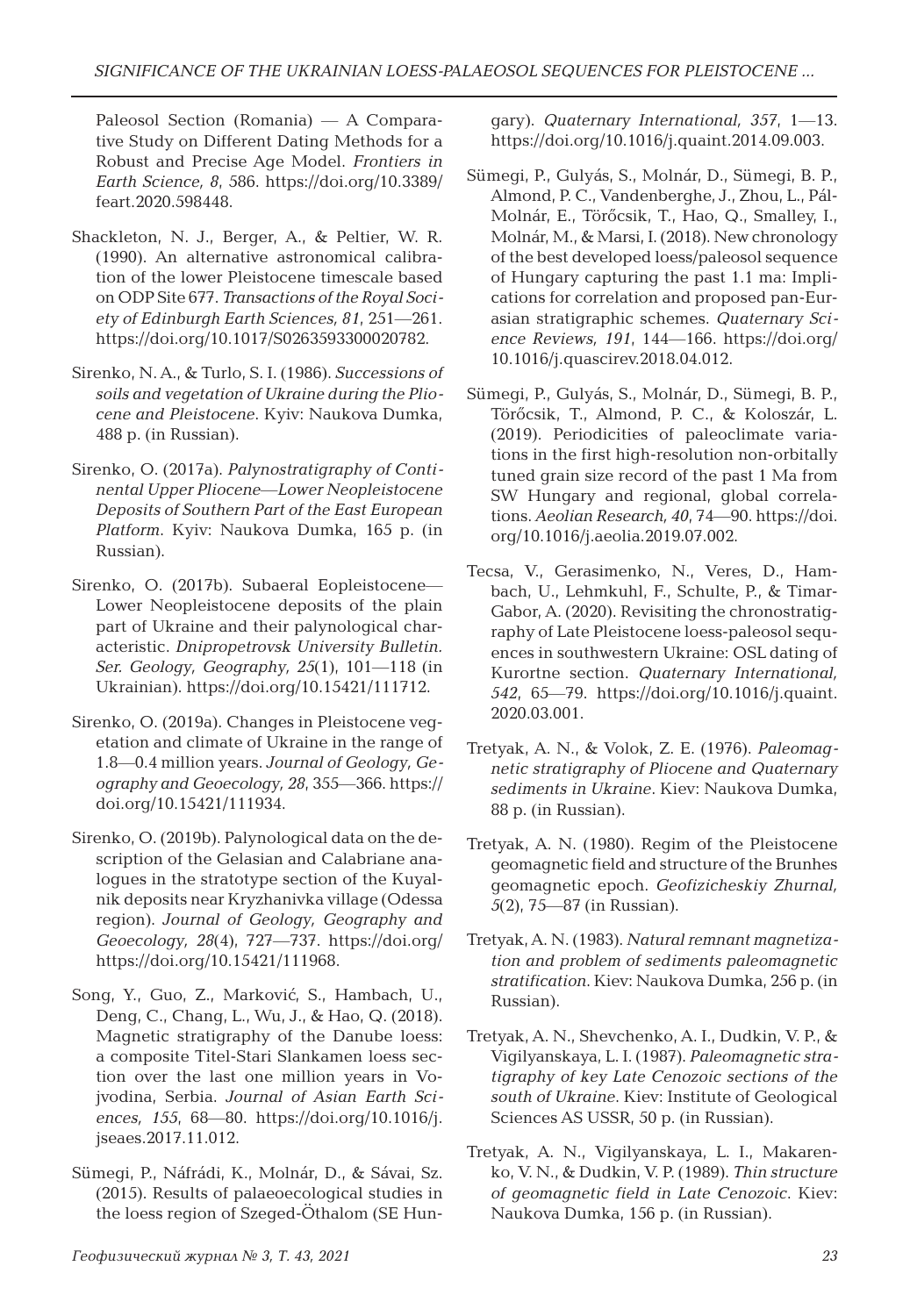Paleosol Section (Romania) — A Comparative Study on Different Dating Methods for a Robust and Precise Age Model. *Frontiers in Earth Science, 8*, 586. https://doi.org/10.3389/feart.2020.598448.

Shackleton, N. J., Berger, A., & Peltier, W. R. (1990). An alternative astronomical calibration of the lower Pleistocene timescale based on ODP Site 677. *Transactions of the Royal Society of Edinburgh Earth Sciences, 81*, 251—261. https://doi.org/10.1017/S0263593300020782.

Sirenko, N. A., & Turlo, S. I. (1986). *Successions of soils and vegetation of Ukraine during the Pliocene and Pleistocene*. Kyiv: Naukova Dumka, 488 p. (in Russian).

Sirenko, O. (2017a). *Palynostratigraphy of Continental Upper Pliocene—Lower Neopleistocene Deposits of Southern Part of the East European Platform*. Kyiv: Naukova Dumka, 165 p. (in Russian).

Sirenko, O. (2017b). Subaeral Eopleistocene—Lower Neopleistocene deposits of the plain part of Ukraine and their palynological characteristic. *Dnipropetrovsk University Bulletin. Ser. Geology, Geography, 25*(1), 101—118 (in Ukrainian). https://doi.org/10.15421/111712.

Sirenko, O. (2019a). Changes in Pleistocene vegetation and climate of Ukraine in the range of 1.8—0.4 million years. *Journal of Geology, Geography and Geoecology, 28*, 355—366. https://doi.org/10.15421/111934.

Sirenko, O. (2019b). Palynological data on the description of the Gelasian and Calabriane analogues in the stratotype section of the Kuyalnik deposits near Kryzhanivka village (Odessa region). *Journal of Geology, Geography and Geoecology, 28*(4), 727—737. https://doi.org/https://doi.org/10.15421/111968.

Song, Y., Guo, Z., Marković, S., Hambach, U., Deng, C., Chang, L., Wu, J., & Hao, Q. (2018). Magnetic stratigraphy of the Danube loess: a composite Titel-Stari Slankamen loess section over the last one million years in Vojvodina, Serbia. *Journal of Asian Earth Sciences, 155*, 68—80. https://doi.org/10.1016/j.jseaes.2017.11.012.

Sümegi, P., Náfrádi, K., Molnár, D., & Sávai, Sz. (2015). Results of palaeoecological studies in the loess region of Szeged-Öthalom (SE Hungary). *Quaternary International, 357*, 1—13. https://doi.org/10.1016/j.quaint.2014.09.003.

Sümegi, P., Gulyás, S., Molnár, D., Sümegi, B. P., Almond, P. C., Vandenberghe, J., Zhou, L., Pál-Molnár, E., Törőcsik, T., Hao, Q., Smalley, I., Molnár, M., & Marsi, I. (2018). New chronology of the best developed loess/paleosol sequence of Hungary capturing the past 1.1 ma: Implications for correlation and proposed pan-Eurasian stratigraphic schemes. *Quaternary Science Reviews, 191*, 144—166. https://doi.org/10.1016/j.quascirev.2018.04.012.

Sümegi, P., Gulyás, S., Molnár, D., Sümegi, B. P., Törőcsik, T., Almond, P. C., & Koloszár, L. (2019). Periodicities of paleoclimate variations in the first high-resolution non-orbitally tuned grain size record of the past 1 Ma from SW Hungary and regional, global correlations. *Aeolian Research, 40*, 74—90. https://doi.org/10.1016/j.aeolia.2019.07.002.

Tecsa, V., Gerasimenko, N., Veres, D., Hambach, U., Lehmkuhl, F., Schulte, P., & Timar-Gabor, A. (2020). Revisiting the chronostratigraphy of Late Pleistocene loess-paleosol sequences in southwestern Ukraine: OSL dating of Kurortne section. *Quaternary International, 542*, 65—79. https://doi.org/10.1016/j.quaint.2020.03.001.

Tretyak, A. N., & Volok, Z. E. (1976). *Paleomagnetic stratigraphy of Pliocene and Quaternary sediments in Ukraine*. Kiev: Naukova Dumka, 88 p. (in Russian).

Tretyak, A. N. (1980). Regim of the Pleistocene geomagnetic field and structure of the Brunhes geomagnetic epoch. *Geofizicheskiy Zhurnal, 5*(2), 75—87 (in Russian).

Tretyak, A. N. (1983). *Natural remnant magnetization and problem of sediments paleomagnetic stratification*. Kiev: Naukova Dumka, 256 p. (in Russian).

Tretyak, A. N., Shevchenko, A. I., Dudkin, V. P., & Vigilyanskaya, L. I. (1987). *Paleomagnetic stratigraphy of key Late Cenozoic sections of the south of Ukraine*. Kiev: Institute of Geological Sciences AS USSR, 50 p. (in Russian).

Tretyak, A. N., Vigilyanskaya, L. I., Makarenko, V. N., & Dudkin, V. P. (1989). *Thin structure of geomagnetic field in Late Cenozoic*. Kiev: Naukova Dumka, 156 p. (in Russian).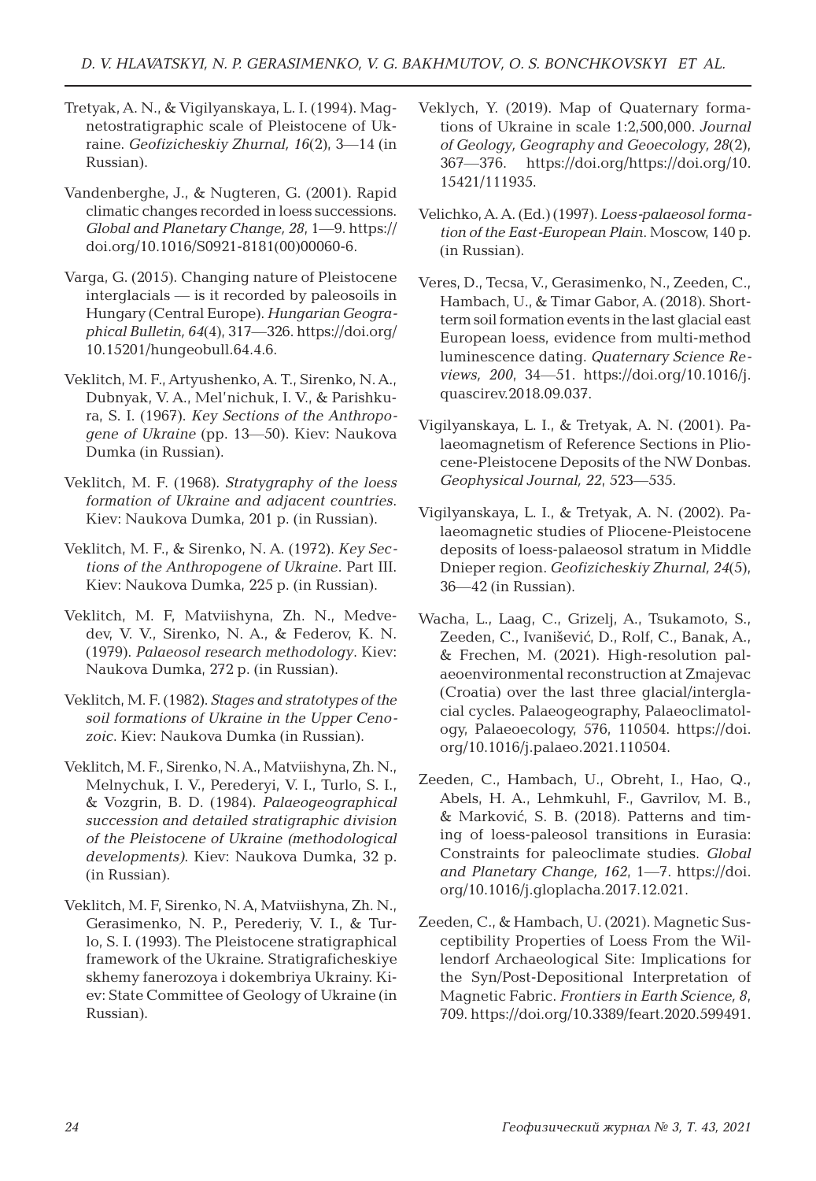Tretyak, A. N., & Vigilyanskaya, L. I. (1994). Magnetostratigraphic scale of Pleistocene of Ukraine. *Geofizicheskiy Zhurnal, 16*(2), 3—14 (in Russian).

Vandenberghe, J., & Nugteren, G. (2001). Rapid climatic changes recorded in loess successions. *Global and Planetary Change, 28*, 1—9. https://doi.org/10.1016/S0921-8181(00)00060-6.

Varga, G. (2015). Changing nature of Pleistocene interglacials — is it recorded by paleosoils in Hungary (Central Europe). *Hungarian Geographical Bulletin, 64*(4), 317—326. https://doi.org/10.15201/hungeobull.64.4.6.

Veklitch, M. F., Artyushenko, A. T., Sirenko, N. A., Dubnyak, V. A., Mel'nichuk, I. V., & Parishkura, S. I. (1967). *Key Sections of the Anthropogene of Ukraine* (pp. 13—50). Kiev: Naukova Dumka (in Russian).

Veklitch, M. F. (1968). *Stratygraphy of the loess formation of Ukraine and adjacent countries.* Kiev: Naukova Dumka, 201 p. (in Russian).

Veklitch, M. F., & Sirenko, N. A. (1972). *Key Sections of the Anthropogene of Ukraine*. Part III. Kiev: Naukova Dumka, 225 p. (in Russian).

Veklitch, M. F, Matviishyna, Zh. N., Medvedev, V. V., Sirenko, N. A., & Federov, K. N. (1979). *Palaeosol research methodology*. Kiev: Naukova Dumka, 272 p. (in Russian).

Veklitch, M. F. (1982). *Stages and stratotypes of the soil formations of Ukraine in the Upper Cenozoic*. Kiev: Naukova Dumka (in Russian).

Veklitch, M. F., Sirenko, N. A., Matviishyna, Zh. N., Melnychuk, I. V., Perederyi, V. I., Turlo, S. I., & Vozgrin, B. D. (1984). *Palaeogeographical succession and detailed stratigraphic division of the Pleistocene of Ukraine (methodological developments)*. Kiev: Naukova Dumka, 32 p. (in Russian).

Veklitch, M. F, Sirenko, N. A, Matviishyna, Zh. N., Gerasimenko, N. P., Perederiy, V. I., & Turlo, S. I. (1993). The Pleistocene stratigraphical framework of the Ukraine. Stratigraficheskiye skhemy fanerozoya i dokembriya Ukrainy. Kiev: State Committee of Geology of Ukraine (in Russian).

Veklych, Y. (2019). Map of Quaternary formations of Ukraine in scale 1:2,500,000. *Journal of Geology, Geography and Geoecology, 28*(2), 367—376. https://doi.org/https://doi.org/10.15421/111935.

Velichko, A. A. (Ed.) (1997). *Loess-palaeosol formation of the East-European Plain*. Moscow, 140 p. (in Russian).

Veres, D., Tecsa, V., Gerasimenko, N., Zeeden, C., Hambach, U., & Timar Gabor, A. (2018). Short-term soil formation events in the last glacial east European loess, evidence from multi-method luminescence dating. *Quaternary Science Reviews, 200*, 34—51. https://doi.org/10.1016/j.quascirev.2018.09.037.

Vigilyanskaya, L. I., & Tretyak, A. N. (2001). Palaeomagnetism of Reference Sections in Pliocene-Pleistocene Deposits of the NW Donbas. *Geophysical Journal, 22*, 523—535.

Vigilyanskaya, L. I., & Tretyak, A. N. (2002). Palaeomagnetic studies of Pliocene-Pleistocene deposits of loess-palaeosol stratum in Middle Dnieper region. *Geofizicheskiy Zhurnal, 24*(5), 36—42 (in Russian).

Wacha, L., Laag, C., Grizelj, A., Tsukamoto, S., Zeeden, C., Ivanišević, D., Rolf, C., Banak, A., & Frechen, M. (2021). High-resolution palaeoenvironmental reconstruction at Zmajevac (Croatia) over the last three glacial/interglacial cycles. Palaeogeography, Palaeoclimatology, Palaeoecology, 576, 110504. https://doi.org/10.1016/j.palaeo.2021.110504.

Zeeden, C., Hambach, U., Obreht, I., Hao, Q., Abels, H. A., Lehmkuhl, F., Gavrilov, M. B., & Marković, S. B. (2018). Patterns and timing of loess-paleosol transitions in Eurasia: Constraints for paleoclimate studies. *Global and Planetary Change, 162*, 1—7. https://doi.org/10.1016/j.gloplacha.2017.12.021.

Zeeden, C., & Hambach, U. (2021). Magnetic Susceptibility Properties of Loess From the Willendorf Archaeological Site: Implications for the Syn/Post-Depositional Interpretation of Magnetic Fabric. *Frontiers in Earth Science, 8*, 709. https://doi.org/10.3389/feart.2020.599491.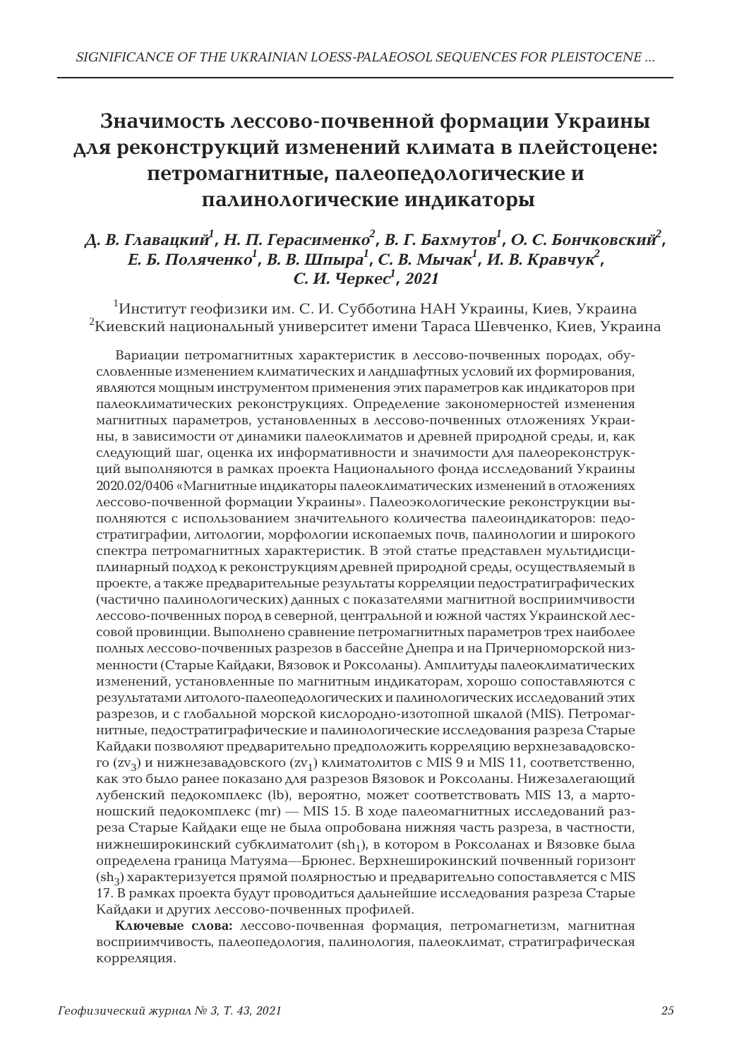# Значимость лессово-почвенной формации Украины для реконструкций изменений климата в плейстоцене: петромагнитные, палеопедологические и палинологические индикаторы

***Д. В. Главацкий*[1], *Н. П. Герасименко*[2], *В. Г. Бахмутов*[1], *О. С. Бончковский*[2], *Е. Б. Поляченко*[1], *В. В. Шпыра*[1], *С. В. Мычак*[1], *И. В. Кравчук*[2], *С. И. Черкес*[1], 2021**

[1]Институт геофизики им. С. И. Субботина НАН Украины, Киев, Украина
[2]Киевский национальный университет имени Тараса Шевченко, Киев, Украина

Вариации петромагнитных характеристик в лессово-почвенных породах, обусловленные изменением климатических и ландшафтных условий их формирования, являются мощным инструментом применения этих параметров как индикаторов при палеоклиматических реконструкциях. Определение закономерностей изменения магнитных параметров, установленных в лессово-почвенных отложениях Украины, в зависимости от динамики палеоклиматов и древней природной среды, и, как следующий шаг, оценка их информативности и значимости для палеореконструкций выполняются в рамках проекта Национального фонда исследований Украины 2020.02/0406 «Магнитные индикаторы палеоклиматических изменений в отложениях лессово-почвенной формации Украины». Палеоэкологические реконструкции выполняются с использованием значительного количества палеоиндикаторов: педостратиграфии, литологии, морфологии ископаемых почв, палинологии и широкого спектра петромагнитных характеристик. В этой статье представлен мультидисциплинарный подход к реконструкциям древней природной среды, осуществляемый в проекте, а также предварительные результаты корреляции педостратиграфических (частично палинологических) данных с показателями магнитной восприимчивости лессово-почвенных пород в северной, центральной и южной частях Украинской лессовой провинции. Выполнено сравнение петромагнитных параметров трех наиболее полных лессово-почвенных разрезов в бассейне Днепра и на Причерноморской низменности (Старые Кайдаки, Вязовок и Роксоланы). Амплитуды палеоклиматических изменений, установленные по магнитным индикаторам, хорошо сопоставляются с результатами литолого-палеопедологических и палинологических исследований этих разрезов, и с глобальной морской кислородно-изотопной шкалой (MIS). Петромагнитные, педостратиграфические и палинологические исследования разреза Старые Кайдаки позволяют предварительно предположить корреляцию верхнезавадовского ($zv_3$) и нижнезавадовского ($zv_1$) климатолитов с MIS 9 и MIS 11, соответственно, как это было ранее показано для разрезов Вязовок и Роксоланы. Нижезалегающий лубенский педокомплекс (lb), вероятно, может соответствовать MIS 13, а мартоношский педокомплекс (mr) — MIS 15. В ходе палеомагнитных исследований разреза Старые Кайдаки еще не была опробована нижняя часть разреза, в частности, нижнеширокинский субклиматолит ($sh_1$), в котором в Роксоланах и Вязовке была определена граница Матуяма—Брюнес. Верхнеширокинский почвенный горизонт ($sh_3$) характеризуется прямой полярностью и предварительно сопоставляется с MIS 17. В рамках проекта будут проводиться дальнейшие исследования разреза Старые Кайдаки и других лессово-почвенных профилей.

**Ключевые слова:** лессово-почвенная формация, петромагнетизм, магнитная восприимчивость, палеопедология, палинология, палеоклимат, стратиграфическая корреляция.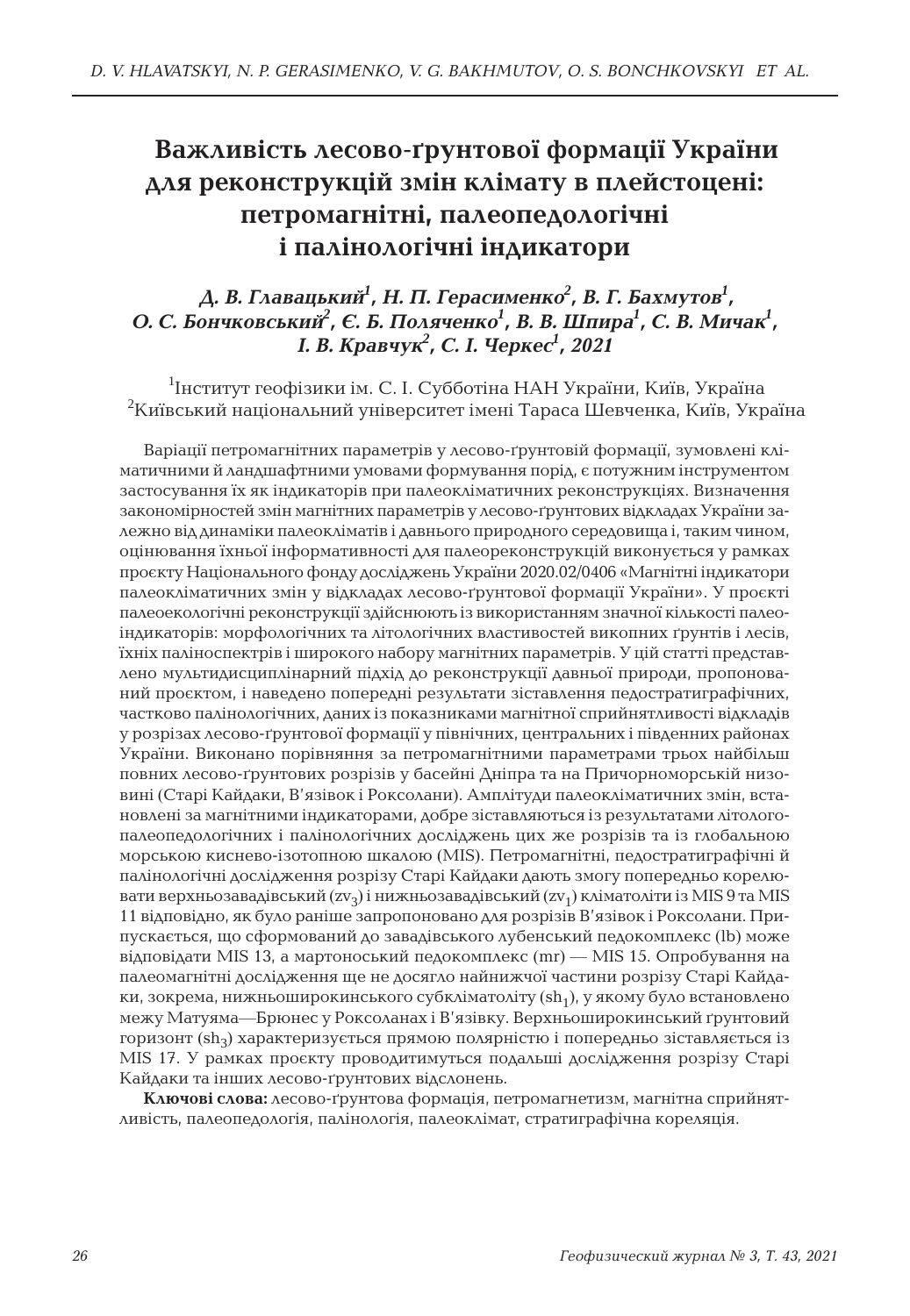# Важливість лесово-ґрунтової формації України для реконструкцій змін клімату в плейстоцені: петромагнітні, палеопедологічні і палінологічні індикатори

***Д. В. Главацький[1], Н. П. Герасименко[2], В. Г. Бахмутов[1], О. С. Бончковський[2], Є. Б. Поляченко[1], В. В. Шпира[1], С. В. Мичак[1], І. В. Кравчук[2], С. І. Черкес[1], 2021***

[1]Інститут геофізики ім. С. І. Субботіна НАН України, Київ, Україна
[2]Київський національний університет імені Тараса Шевченка, Київ, Україна

Варіації петромагнітних параметрів у лесово-ґрунтовій формації, зумовлені кліматичними й ландшафтними умовами формування порід, є потужним інструментом застосування їх як індикаторів при палеокліматичних реконструкціях. Визначення закономірностей змін магнітних параметрів у лесово-ґрунтових відкладах України залежно від динаміки палеокліматів і давнього природного середовища і, таким чином, оцінювання їхньої інформативності для палеореконструкцій виконується у рамках проєкту Національного фонду досліджень України 2020.02/0406 «Магнітні індикатори палеокліматичних змін у відкладах лесово-ґрунтової формації України». У проєкті палеоекологічні реконструкції здійснюють із використанням значної кількості палеоіндикаторів: морфологічних та літологічних властивостей викопних ґрунтів і лесів, їхніх паліноспектрів і широкого набору магнітних параметрів. У цій статті представлено мультидисциплінарний підхід до реконструкції давньої природи, пропонований проєктом, і наведено попередні результати зіставлення педостратиграфічних, частково палінологічних, даних із показниками магнітної сприйнятливості відкладів у розрізах лесово-ґрунтової формації у північних, центральних і південних районах України. Виконано порівняння за петромагнітними параметрами трьох найбільш повних лесово-ґрунтових розрізів у басейні Дніпра та на Причорноморській низовині (Старі Кайдаки, В'язівок і Роксолани). Амплітуди палеокліматичних змін, встановлені за магнітними індикаторами, добре зіставляються із результатами літолого-палеопедологічних і палінологічних досліджень цих же розрізів та із глобальною морською киснево-ізотопною шкалою (MIS). Петромагнітні, педостратиграфічні й палінологічні дослідження розрізу Старі Кайдаки дають змогу попередньо корелювати верхньозавадівський ($zv_3$) і нижньозавадівський ($zv_1$) кліматоліти із MIS 9 та MIS 11 відповідно, як було раніше запропоновано для розрізів В'язівок і Роксолани. Припускається, що сформований до завадівського лубенський педокомплекс (lb) може відповідати MIS 13, а мартоноський педокомплекс (mr) — MIS 15. Опробування на палеомагнітні дослідження ще не досягло найнижчої частини розрізу Старі Кайдаки, зокрема, нижньоширокинського субкліматоліту ($sh_1$), у якому було встановлено межу Матуяма—Брюнес у Роксоланах і В'язівку. Верхньоширокинський ґрунтовий горизонт ($sh_3$) характеризується прямою полярністю і попередньо зіставляється із MIS 17. У рамках проєкту проводитимуться подальші дослідження розрізу Старі Кайдаки та інших лесово-ґрунтових відслонень.

**Ключові слова:** лесово-ґрунтова формація, петромагнетизм, магнітна сприйнятливість, палеопедологія, палінологія, палеоклімат, стратиграфічна кореляція.